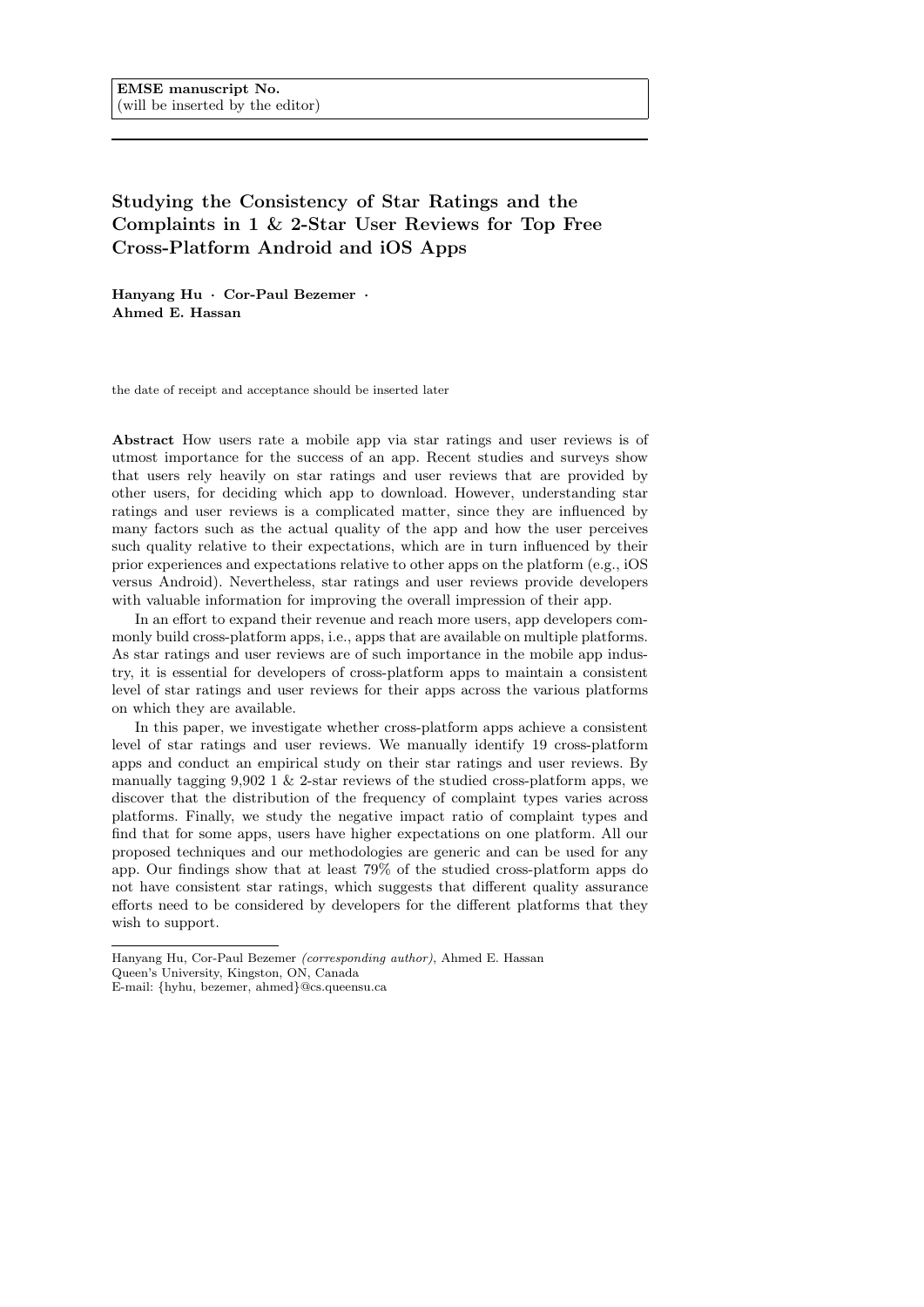**EMSE manuscript No.**
(will be inserted by the editor)

# Studying the Consistency of Star Ratings and the Complaints in 1 & 2-Star User Reviews for Top Free Cross-Platform Android and iOS Apps

**Hanyang Hu · Cor-Paul Bezemer · Ahmed E. Hassan**

the date of receipt and acceptance should be inserted later

**Abstract** How users rate a mobile app via star ratings and user reviews is of utmost importance for the success of an app. Recent studies and surveys show that users rely heavily on star ratings and user reviews that are provided by other users, for deciding which app to download. However, understanding star ratings and user reviews is a complicated matter, since they are influenced by many factors such as the actual quality of the app and how the user perceives such quality relative to their expectations, which are in turn influenced by their prior experiences and expectations relative to other apps on the platform (e.g., iOS versus Android). Nevertheless, star ratings and user reviews provide developers with valuable information for improving the overall impression of their app.

In an effort to expand their revenue and reach more users, app developers commonly build cross-platform apps, i.e., apps that are available on multiple platforms. As star ratings and user reviews are of such importance in the mobile app industry, it is essential for developers of cross-platform apps to maintain a consistent level of star ratings and user reviews for their apps across the various platforms on which they are available.

In this paper, we investigate whether cross-platform apps achieve a consistent level of star ratings and user reviews. We manually identify 19 cross-platform apps and conduct an empirical study on their star ratings and user reviews. By manually tagging 9,902 1 & 2-star reviews of the studied cross-platform apps, we discover that the distribution of the frequency of complaint types varies across platforms. Finally, we study the negative impact ratio of complaint types and find that for some apps, users have higher expectations on one platform. All our proposed techniques and our methodologies are generic and can be used for any app. Our findings show that at least 79% of the studied cross-platform apps do not have consistent star ratings, which suggests that different quality assurance efforts need to be considered by developers for the different platforms that they wish to support.

---

Hanyang Hu, Cor-Paul Bezemer *(corresponding author)*, Ahmed E. Hassan
Queen's University, Kingston, ON, Canada
E-mail: {hyhu, bezemer, ahmed}@cs.queensu.ca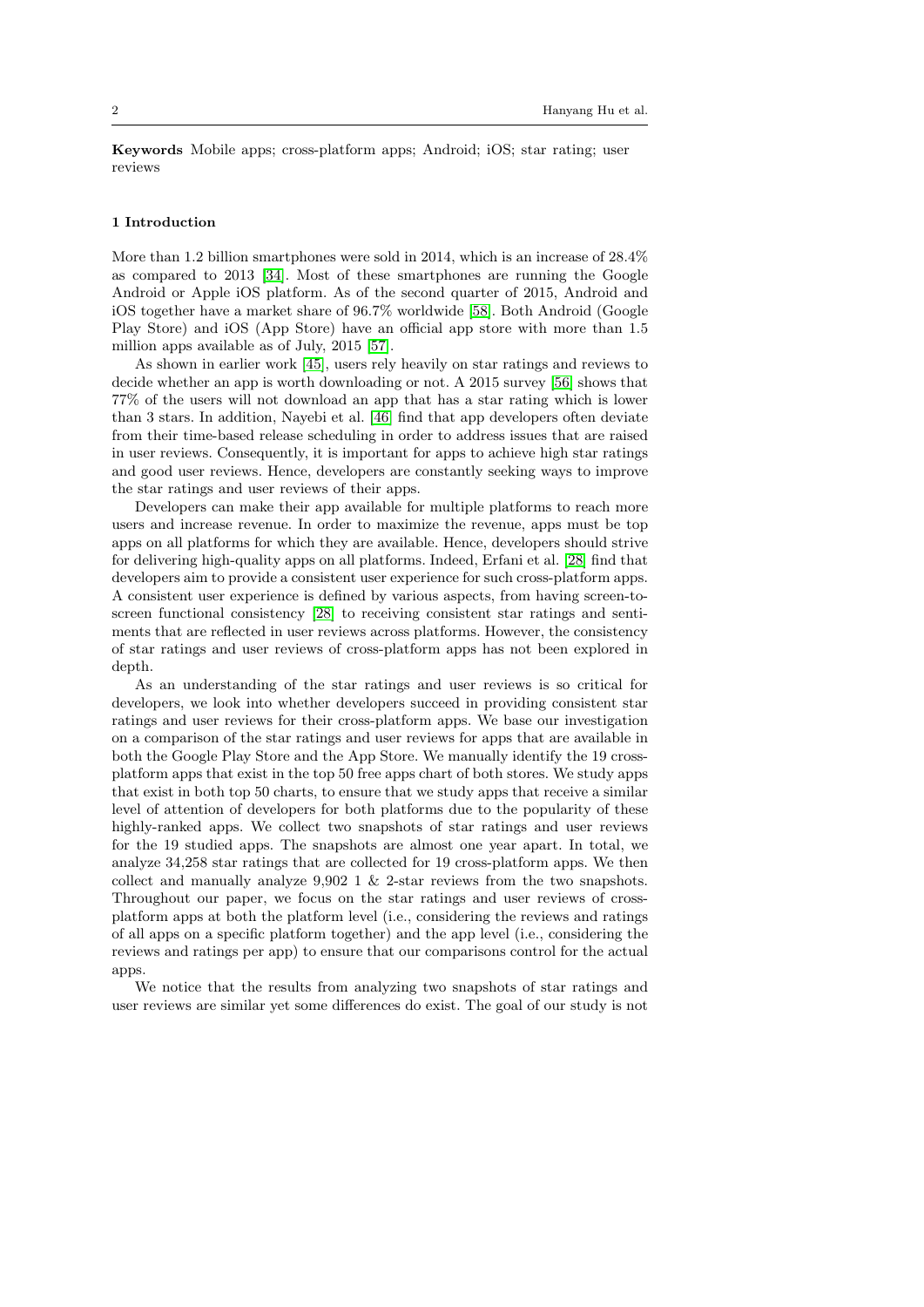**Keywords** Mobile apps; cross-platform apps; Android; iOS; star rating; user reviews

## 1 Introduction

More than 1.2 billion smartphones were sold in 2014, which is an increase of 28.4% as compared to 2013 [34]. Most of these smartphones are running the Google Android or Apple iOS platform. As of the second quarter of 2015, Android and iOS together have a market share of 96.7% worldwide [58]. Both Android (Google Play Store) and iOS (App Store) have an official app store with more than 1.5 million apps available as of July, 2015 [57].

As shown in earlier work [45], users rely heavily on star ratings and reviews to decide whether an app is worth downloading or not. A 2015 survey [56] shows that 77% of the users will not download an app that has a star rating which is lower than 3 stars. In addition, Nayebi et al. [46] find that app developers often deviate from their time-based release scheduling in order to address issues that are raised in user reviews. Consequently, it is important for apps to achieve high star ratings and good user reviews. Hence, developers are constantly seeking ways to improve the star ratings and user reviews of their apps.

Developers can make their app available for multiple platforms to reach more users and increase revenue. In order to maximize the revenue, apps must be top apps on all platforms for which they are available. Hence, developers should strive for delivering high-quality apps on all platforms. Indeed, Erfani et al. [28] find that developers aim to provide a consistent user experience for such cross-platform apps. A consistent user experience is defined by various aspects, from having screen-to-screen functional consistency [28] to receiving consistent star ratings and sentiments that are reflected in user reviews across platforms. However, the consistency of star ratings and user reviews of cross-platform apps has not been explored in depth.

As an understanding of the star ratings and user reviews is so critical for developers, we look into whether developers succeed in providing consistent star ratings and user reviews for their cross-platform apps. We base our investigation on a comparison of the star ratings and user reviews for apps that are available in both the Google Play Store and the App Store. We manually identify the 19 cross-platform apps that exist in the top 50 free apps chart of both stores. We study apps that exist in both top 50 charts, to ensure that we study apps that receive a similar level of attention of developers for both platforms due to the popularity of these highly-ranked apps. We collect two snapshots of star ratings and user reviews for the 19 studied apps. The snapshots are almost one year apart. In total, we analyze 34,258 star ratings that are collected for 19 cross-platform apps. We then collect and manually analyze 9,902 1 & 2-star reviews from the two snapshots. Throughout our paper, we focus on the star ratings and user reviews of cross-platform apps at both the platform level (i.e., considering the reviews and ratings of all apps on a specific platform together) and the app level (i.e., considering the reviews and ratings per app) to ensure that our comparisons control for the actual apps.

We notice that the results from analyzing two snapshots of star ratings and user reviews are similar yet some differences do exist. The goal of our study is not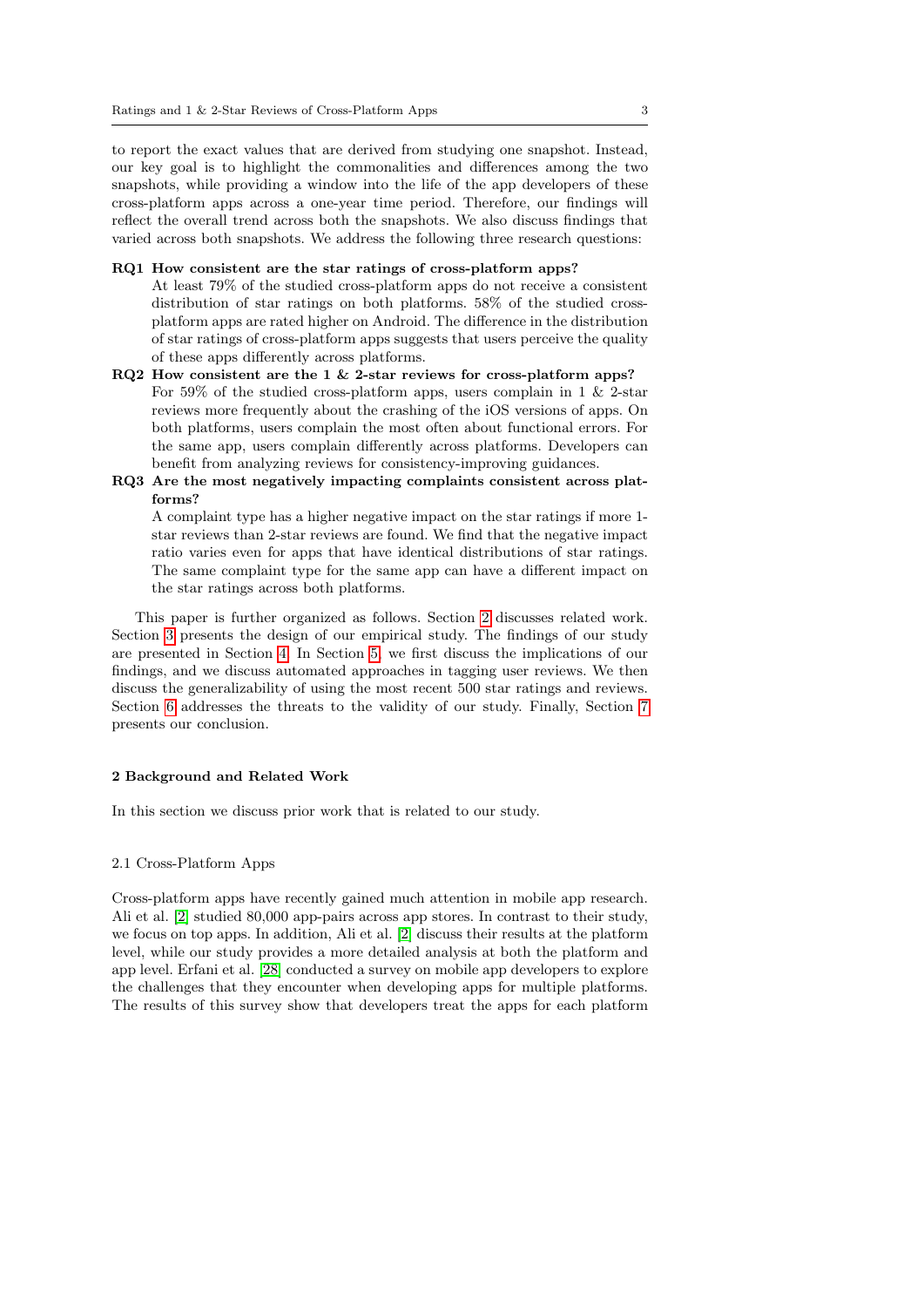to report the exact values that are derived from studying one snapshot. Instead, our key goal is to highlight the commonalities and differences among the two snapshots, while providing a window into the life of the app developers of these cross-platform apps across a one-year time period. Therefore, our findings will reflect the overall trend across both the snapshots. We also discuss findings that varied across both snapshots. We address the following three research questions:

**RQ1 How consistent are the star ratings of cross-platform apps?**
At least 79% of the studied cross-platform apps do not receive a consistent distribution of star ratings on both platforms. 58% of the studied cross-platform apps are rated higher on Android. The difference in the distribution of star ratings of cross-platform apps suggests that users perceive the quality of these apps differently across platforms.

**RQ2 How consistent are the 1 & 2-star reviews for cross-platform apps?**
For 59% of the studied cross-platform apps, users complain in 1 & 2-star reviews more frequently about the crashing of the iOS versions of apps. On both platforms, users complain the most often about functional errors. For the same app, users complain differently across platforms. Developers can benefit from analyzing reviews for consistency-improving guidances.

**RQ3 Are the most negatively impacting complaints consistent across platforms?**
A complaint type has a higher negative impact on the star ratings if more 1-star reviews than 2-star reviews are found. We find that the negative impact ratio varies even for apps that have identical distributions of star ratings. The same complaint type for the same app can have a different impact on the star ratings across both platforms.

This paper is further organized as follows. Section 2 discusses related work. Section 3 presents the design of our empirical study. The findings of our study are presented in Section 4. In Section 5, we first discuss the implications of our findings, and we discuss automated approaches in tagging user reviews. We then discuss the generalizability of using the most recent 500 star ratings and reviews. Section 6 addresses the threats to the validity of our study. Finally, Section 7 presents our conclusion.

## 2 Background and Related Work

In this section we discuss prior work that is related to our study.

### 2.1 Cross-Platform Apps

Cross-platform apps have recently gained much attention in mobile app research. Ali et al. [2] studied 80,000 app-pairs across app stores. In contrast to their study, we focus on top apps. In addition, Ali et al. [2] discuss their results at the platform level, while our study provides a more detailed analysis at both the platform and app level. Erfani et al. [28] conducted a survey on mobile app developers to explore the challenges that they encounter when developing apps for multiple platforms. The results of this survey show that developers treat the apps for each platform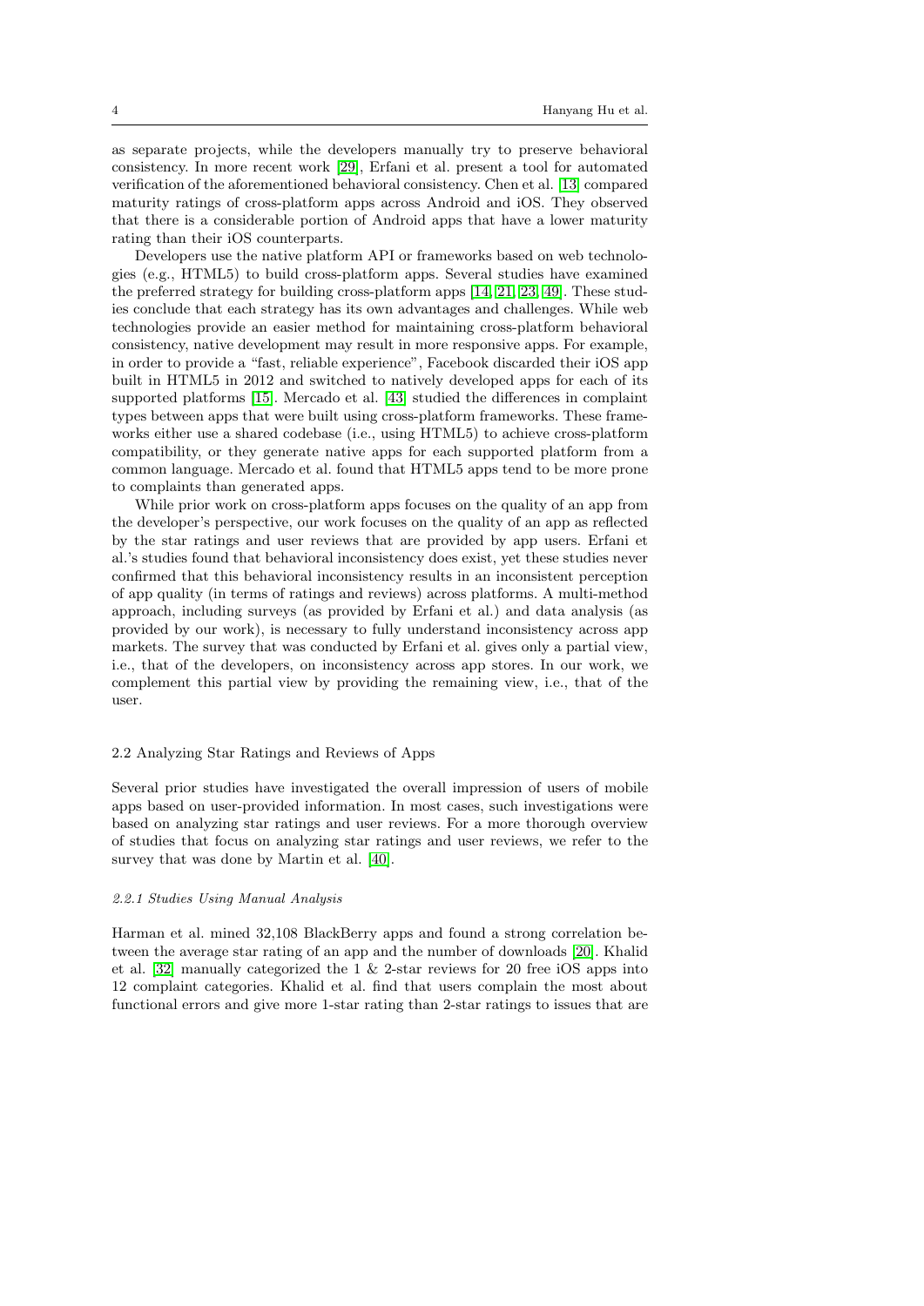as separate projects, while the developers manually try to preserve behavioral consistency. In more recent work [29], Erfani et al. present a tool for automated verification of the aforementioned behavioral consistency. Chen et al. [13] compared maturity ratings of cross-platform apps across Android and iOS. They observed that there is a considerable portion of Android apps that have a lower maturity rating than their iOS counterparts.

Developers use the native platform API or frameworks based on web technologies (e.g., HTML5) to build cross-platform apps. Several studies have examined the preferred strategy for building cross-platform apps [14, 21, 23, 49]. These studies conclude that each strategy has its own advantages and challenges. While web technologies provide an easier method for maintaining cross-platform behavioral consistency, native development may result in more responsive apps. For example, in order to provide a "fast, reliable experience", Facebook discarded their iOS app built in HTML5 in 2012 and switched to natively developed apps for each of its supported platforms [15]. Mercado et al. [43] studied the differences in complaint types between apps that were built using cross-platform frameworks. These frameworks either use a shared codebase (i.e., using HTML5) to achieve cross-platform compatibility, or they generate native apps for each supported platform from a common language. Mercado et al. found that HTML5 apps tend to be more prone to complaints than generated apps.

While prior work on cross-platform apps focuses on the quality of an app from the developer's perspective, our work focuses on the quality of an app as reflected by the star ratings and user reviews that are provided by app users. Erfani et al.'s studies found that behavioral inconsistency does exist, yet these studies never confirmed that this behavioral inconsistency results in an inconsistent perception of app quality (in terms of ratings and reviews) across platforms. A multi-method approach, including surveys (as provided by Erfani et al.) and data analysis (as provided by our work), is necessary to fully understand inconsistency across app markets. The survey that was conducted by Erfani et al. gives only a partial view, i.e., that of the developers, on inconsistency across app stores. In our work, we complement this partial view by providing the remaining view, i.e., that of the user.

### 2.2 Analyzing Star Ratings and Reviews of Apps

Several prior studies have investigated the overall impression of users of mobile apps based on user-provided information. In most cases, such investigations were based on analyzing star ratings and user reviews. For a more thorough overview of studies that focus on analyzing star ratings and user reviews, we refer to the survey that was done by Martin et al. [40].

#### *2.2.1 Studies Using Manual Analysis*

Harman et al. mined 32,108 BlackBerry apps and found a strong correlation between the average star rating of an app and the number of downloads [20]. Khalid et al. [32] manually categorized the 1 & 2-star reviews for 20 free iOS apps into 12 complaint categories. Khalid et al. find that users complain the most about functional errors and give more 1-star rating than 2-star ratings to issues that are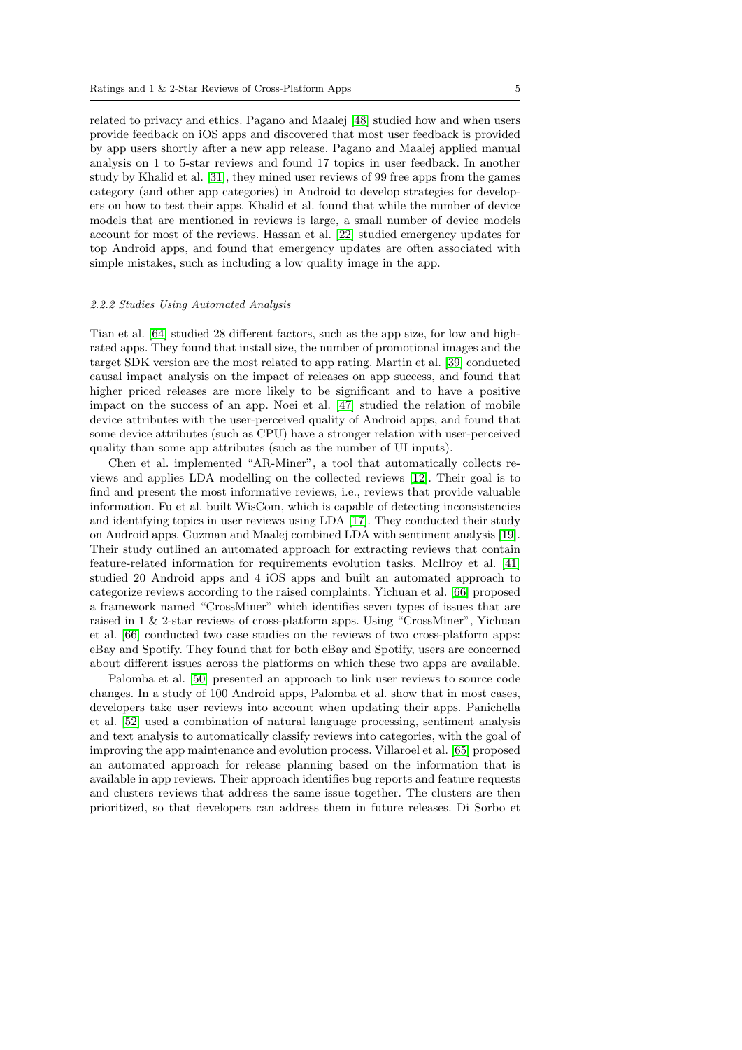related to privacy and ethics. Pagano and Maalej [48] studied how and when users provide feedback on iOS apps and discovered that most user feedback is provided by app users shortly after a new app release. Pagano and Maalej applied manual analysis on 1 to 5-star reviews and found 17 topics in user feedback. In another study by Khalid et al. [31], they mined user reviews of 99 free apps from the games category (and other app categories) in Android to develop strategies for developers on how to test their apps. Khalid et al. found that while the number of device models that are mentioned in reviews is large, a small number of device models account for most of the reviews. Hassan et al. [22] studied emergency updates for top Android apps, and found that emergency updates are often associated with simple mistakes, such as including a low quality image in the app.

#### 2.2.2 Studies Using Automated Analysis

Tian et al. [64] studied 28 different factors, such as the app size, for low and high-rated apps. They found that install size, the number of promotional images and the target SDK version are the most related to app rating. Martin et al. [39] conducted causal impact analysis on the impact of releases on app success, and found that higher priced releases are more likely to be significant and to have a positive impact on the success of an app. Noei et al. [47] studied the relation of mobile device attributes with the user-perceived quality of Android apps, and found that some device attributes (such as CPU) have a stronger relation with user-perceived quality than some app attributes (such as the number of UI inputs).

Chen et al. implemented "AR-Miner", a tool that automatically collects reviews and applies LDA modelling on the collected reviews [12]. Their goal is to find and present the most informative reviews, i.e., reviews that provide valuable information. Fu et al. built WisCom, which is capable of detecting inconsistencies and identifying topics in user reviews using LDA [17]. They conducted their study on Android apps. Guzman and Maalej combined LDA with sentiment analysis [19]. Their study outlined an automated approach for extracting reviews that contain feature-related information for requirements evolution tasks. McIlroy et al. [41] studied 20 Android apps and 4 iOS apps and built an automated approach to categorize reviews according to the raised complaints. Yichuan et al. [66] proposed a framework named "CrossMiner" which identifies seven types of issues that are raised in 1 & 2-star reviews of cross-platform apps. Using "CrossMiner", Yichuan et al. [66] conducted two case studies on the reviews of two cross-platform apps: eBay and Spotify. They found that for both eBay and Spotify, users are concerned about different issues across the platforms on which these two apps are available.

Palomba et al. [50] presented an approach to link user reviews to source code changes. In a study of 100 Android apps, Palomba et al. show that in most cases, developers take user reviews into account when updating their apps. Panichella et al. [52] used a combination of natural language processing, sentiment analysis and text analysis to automatically classify reviews into categories, with the goal of improving the app maintenance and evolution process. Villaroel et al. [65] proposed an automated approach for release planning based on the information that is available in app reviews. Their approach identifies bug reports and feature requests and clusters reviews that address the same issue together. The clusters are then prioritized, so that developers can address them in future releases. Di Sorbo et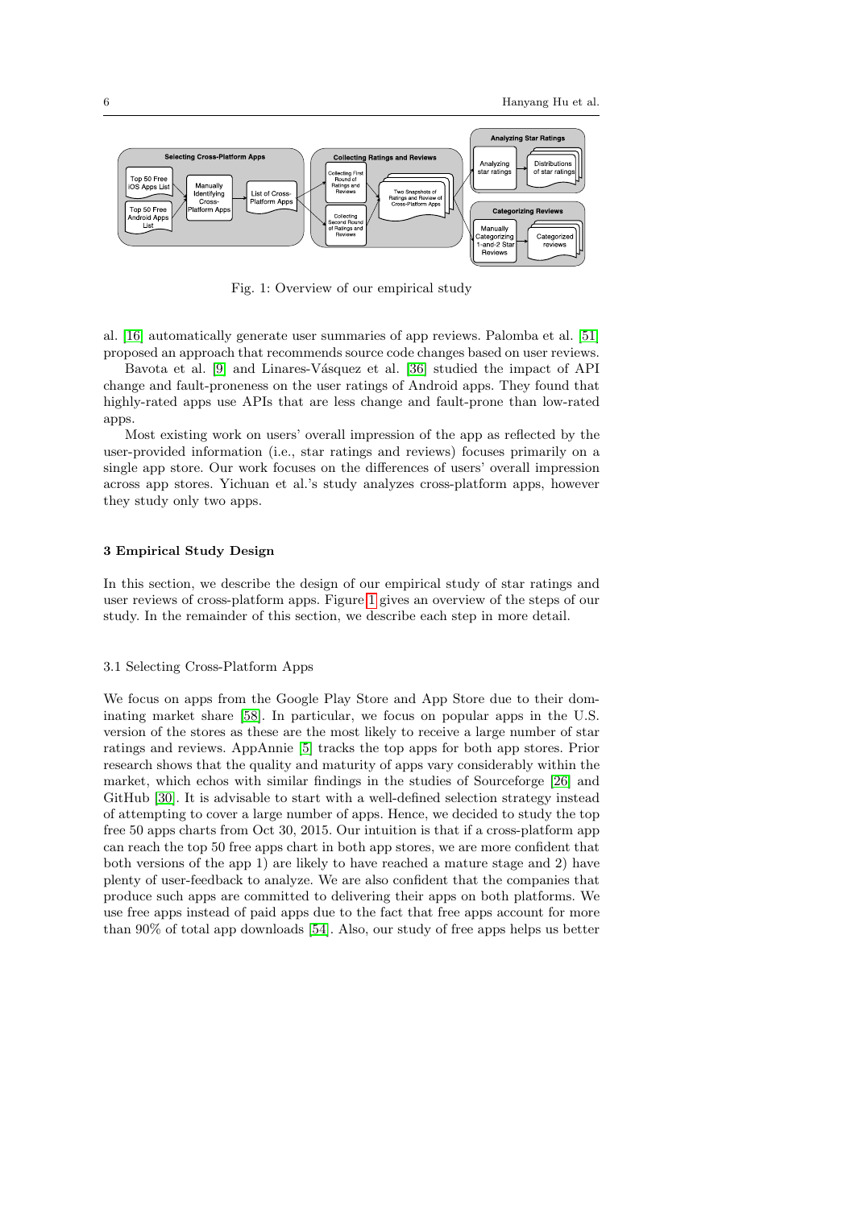Fig. 1: Overview of our empirical study

al. [16] automatically generate user summaries of app reviews. Palomba et al. [51] proposed an approach that recommends source code changes based on user reviews.

Bavota et al. [9] and Linares-Vásquez et al. [36] studied the impact of API change and fault-proneness on the user ratings of Android apps. They found that highly-rated apps use APIs that are less change and fault-prone than low-rated apps.

Most existing work on users' overall impression of the app as reflected by the user-provided information (i.e., star ratings and reviews) focuses primarily on a single app store. Our work focuses on the differences of users' overall impression across app stores. Yichuan et al.'s study analyzes cross-platform apps, however they study only two apps.

## 3 Empirical Study Design

In this section, we describe the design of our empirical study of star ratings and user reviews of cross-platform apps. Figure 1 gives an overview of the steps of our study. In the remainder of this section, we describe each step in more detail.

### 3.1 Selecting Cross-Platform Apps

We focus on apps from the Google Play Store and App Store due to their dominating market share [58]. In particular, we focus on popular apps in the U.S. version of the stores as these are the most likely to receive a large number of star ratings and reviews. AppAnnie [5] tracks the top apps for both app stores. Prior research shows that the quality and maturity of apps vary considerably within the market, which echos with similar findings in the studies of Sourceforge [26] and GitHub [30]. It is advisable to start with a well-defined selection strategy instead of attempting to cover a large number of apps. Hence, we decided to study the top free 50 apps charts from Oct 30, 2015. Our intuition is that if a cross-platform app can reach the top 50 free apps chart in both app stores, we are more confident that both versions of the app 1) are likely to have reached a mature stage and 2) have plenty of user-feedback to analyze. We are also confident that the companies that produce such apps are committed to delivering their apps on both platforms. We use free apps instead of paid apps due to the fact that free apps account for more than 90% of total app downloads [54]. Also, our study of free apps helps us better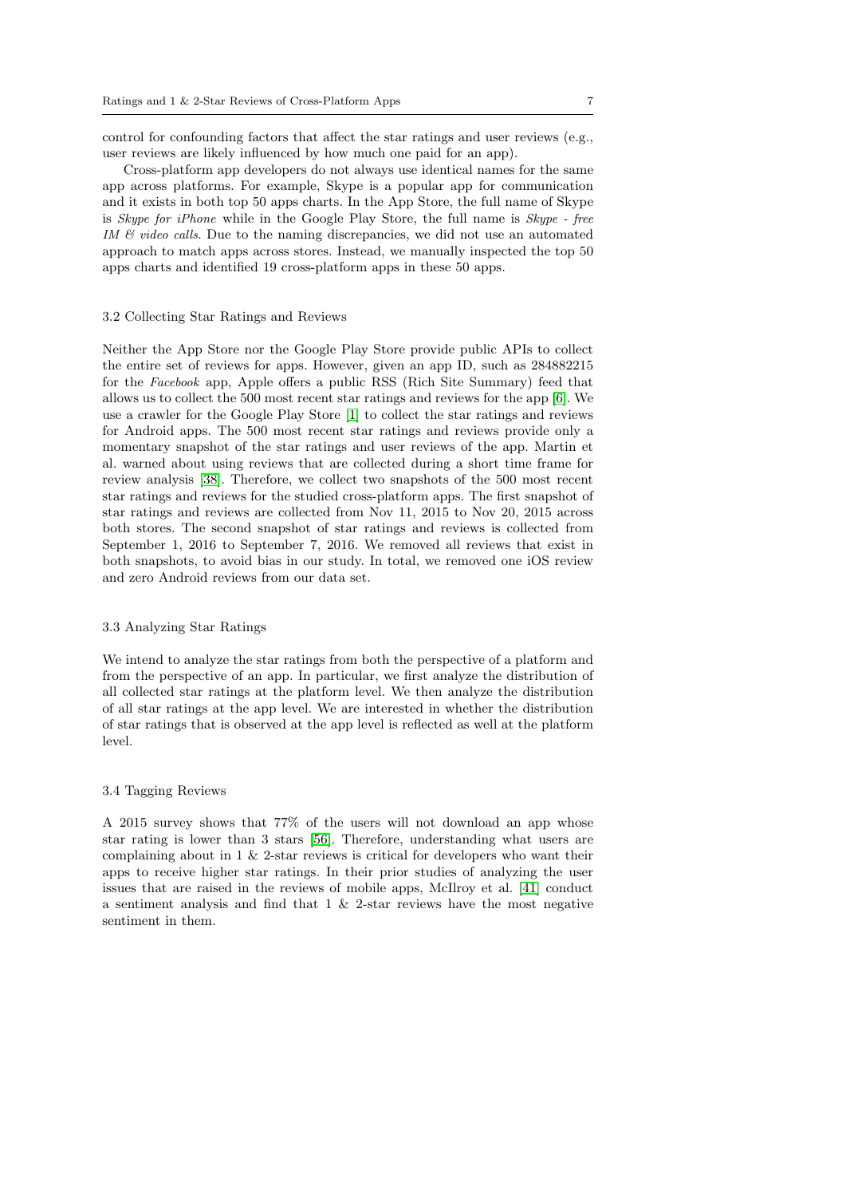control for confounding factors that affect the star ratings and user reviews (e.g., user reviews are likely influenced by how much one paid for an app).

Cross-platform app developers do not always use identical names for the same app across platforms. For example, Skype is a popular app for communication and it exists in both top 50 apps charts. In the App Store, the full name of Skype is *Skype for iPhone* while in the Google Play Store, the full name is *Skype - free IM & video calls*. Due to the naming discrepancies, we did not use an automated approach to match apps across stores. Instead, we manually inspected the top 50 apps charts and identified 19 cross-platform apps in these 50 apps.

### 3.2 Collecting Star Ratings and Reviews

Neither the App Store nor the Google Play Store provide public APIs to collect the entire set of reviews for apps. However, given an app ID, such as 284882215 for the *Facebook* app, Apple offers a public RSS (Rich Site Summary) feed that allows us to collect the 500 most recent star ratings and reviews for the app [6]. We use a crawler for the Google Play Store [1] to collect the star ratings and reviews for Android apps. The 500 most recent star ratings and reviews provide only a momentary snapshot of the star ratings and user reviews of the app. Martin et al. warned about using reviews that are collected during a short time frame for review analysis [38]. Therefore, we collect two snapshots of the 500 most recent star ratings and reviews for the studied cross-platform apps. The first snapshot of star ratings and reviews are collected from Nov 11, 2015 to Nov 20, 2015 across both stores. The second snapshot of star ratings and reviews is collected from September 1, 2016 to September 7, 2016. We removed all reviews that exist in both snapshots, to avoid bias in our study. In total, we removed one iOS review and zero Android reviews from our data set.

### 3.3 Analyzing Star Ratings

We intend to analyze the star ratings from both the perspective of a platform and from the perspective of an app. In particular, we first analyze the distribution of all collected star ratings at the platform level. We then analyze the distribution of all star ratings at the app level. We are interested in whether the distribution of star ratings that is observed at the app level is reflected as well at the platform level.

### 3.4 Tagging Reviews

A 2015 survey shows that 77% of the users will not download an app whose star rating is lower than 3 stars [56]. Therefore, understanding what users are complaining about in 1 & 2-star reviews is critical for developers who want their apps to receive higher star ratings. In their prior studies of analyzing the user issues that are raised in the reviews of mobile apps, McIlroy et al. [41] conduct a sentiment analysis and find that 1 & 2-star reviews have the most negative sentiment in them.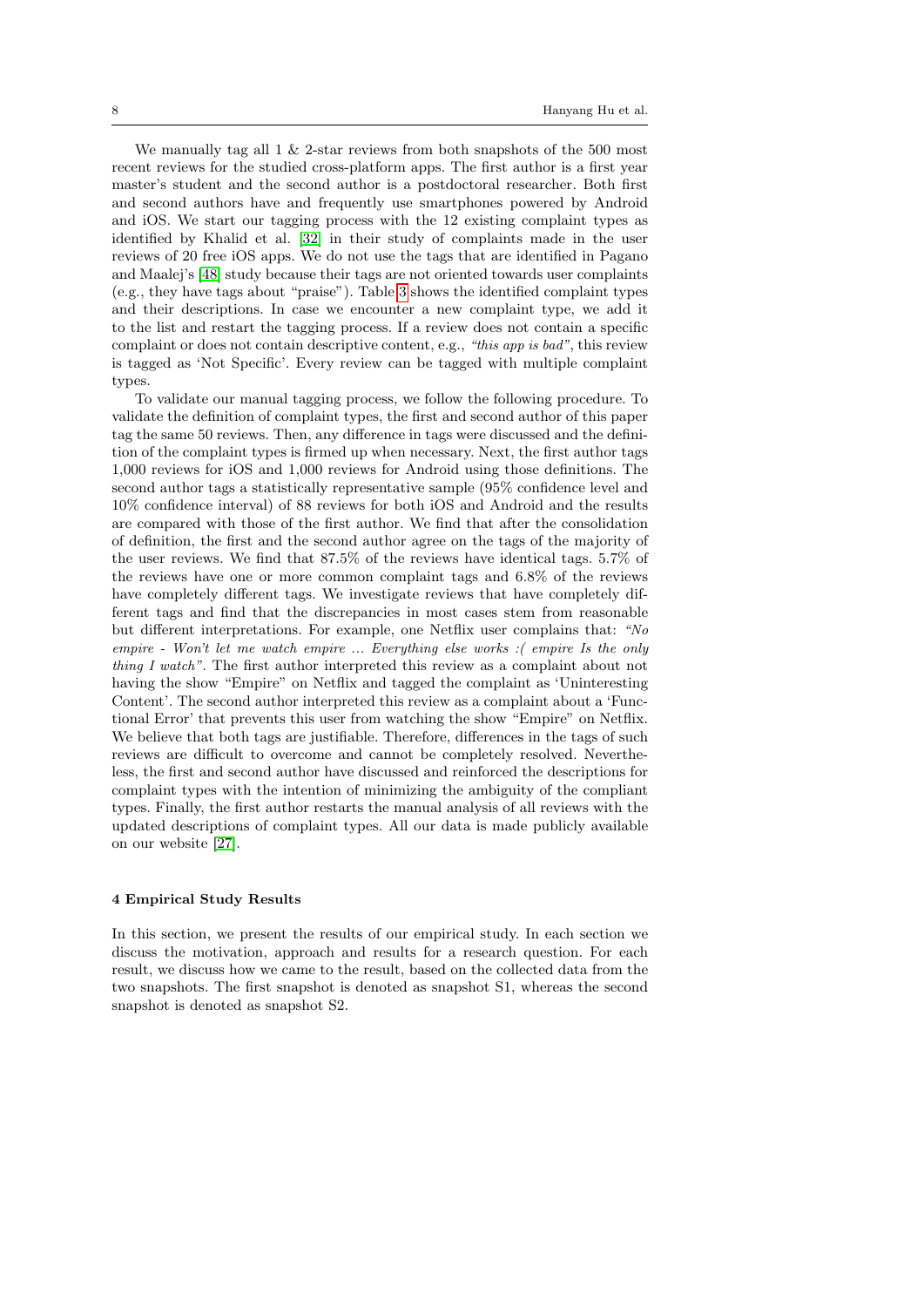We manually tag all 1 & 2-star reviews from both snapshots of the 500 most recent reviews for the studied cross-platform apps. The first author is a first year master's student and the second author is a postdoctoral researcher. Both first and second authors have and frequently use smartphones powered by Android and iOS. We start our tagging process with the 12 existing complaint types as identified by Khalid et al. [32] in their study of complaints made in the user reviews of 20 free iOS apps. We do not use the tags that are identified in Pagano and Maalej's [48] study because their tags are not oriented towards user complaints (e.g., they have tags about "praise"). Table 3 shows the identified complaint types and their descriptions. In case we encounter a new complaint type, we add it to the list and restart the tagging process. If a review does not contain a specific complaint or does not contain descriptive content, e.g., *"this app is bad"*, this review is tagged as 'Not Specific'. Every review can be tagged with multiple complaint types.

To validate our manual tagging process, we follow the following procedure. To validate the definition of complaint types, the first and second author of this paper tag the same 50 reviews. Then, any difference in tags were discussed and the definition of the complaint types is firmed up when necessary. Next, the first author tags 1,000 reviews for iOS and 1,000 reviews for Android using those definitions. The second author tags a statistically representative sample (95% confidence level and 10% confidence interval) of 88 reviews for both iOS and Android and the results are compared with those of the first author. We find that after the consolidation of definition, the first and the second author agree on the tags of the majority of the user reviews. We find that 87.5% of the reviews have identical tags. 5.7% of the reviews have one or more common complaint tags and 6.8% of the reviews have completely different tags. We investigate reviews that have completely different tags and find that the discrepancies in most cases stem from reasonable but different interpretations. For example, one Netflix user complains that: *"No empire - Won't let me watch empire ... Everything else works :( empire Is the only thing I watch"*. The first author interpreted this review as a complaint about not having the show "Empire" on Netflix and tagged the complaint as 'Uninteresting Content'. The second author interpreted this review as a complaint about a 'Functional Error' that prevents this user from watching the show "Empire" on Netflix. We believe that both tags are justifiable. Therefore, differences in the tags of such reviews are difficult to overcome and cannot be completely resolved. Nevertheless, the first and second author have discussed and reinforced the descriptions for complaint types with the intention of minimizing the ambiguity of the compliant types. Finally, the first author restarts the manual analysis of all reviews with the updated descriptions of complaint types. All our data is made publicly available on our website [27].

## 4 Empirical Study Results

In this section, we present the results of our empirical study. In each section we discuss the motivation, approach and results for a research question. For each result, we discuss how we came to the result, based on the collected data from the two snapshots. The first snapshot is denoted as snapshot S1, whereas the second snapshot is denoted as snapshot S2.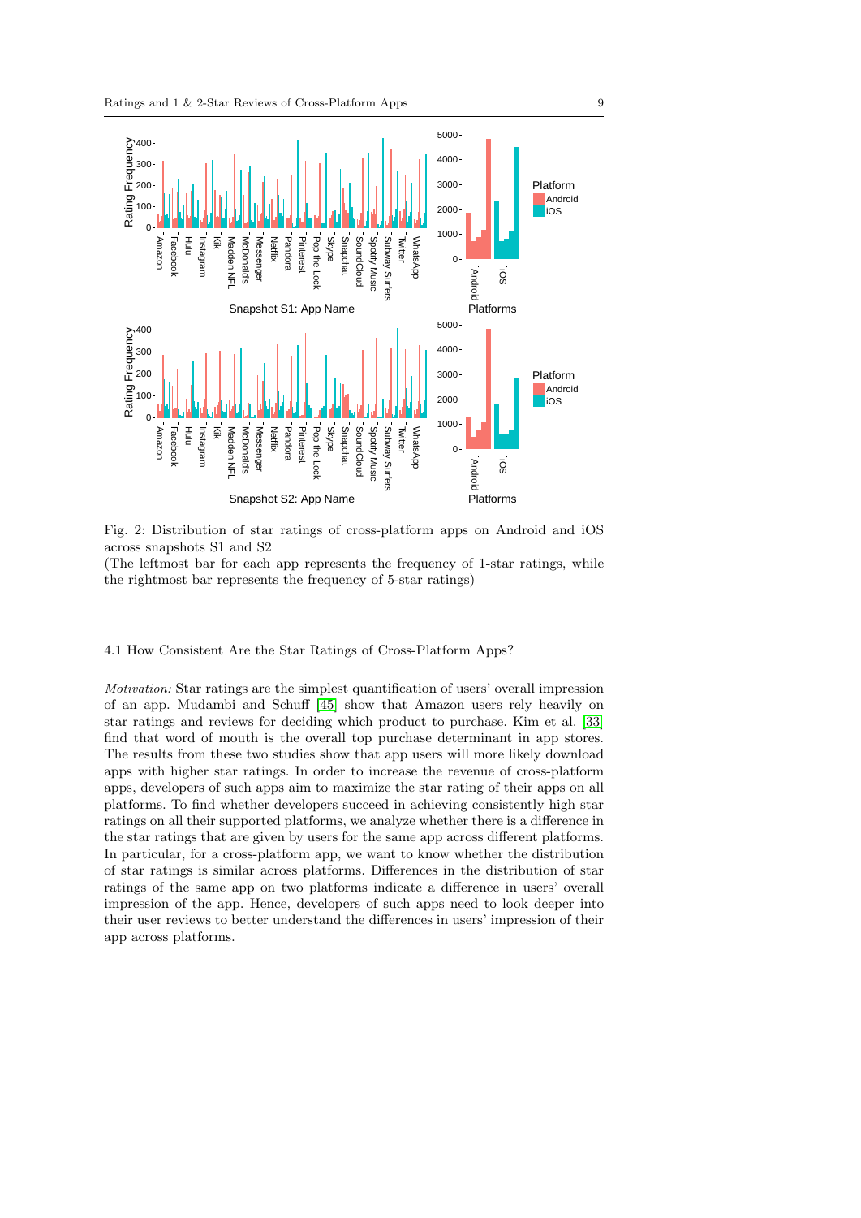Fig. 2: Distribution of star ratings of cross-platform apps on Android and iOS across snapshots S1 and S2
(The leftmost bar for each app represents the frequency of 1-star ratings, while the rightmost bar represents the frequency of 5-star ratings)

### 4.1 How Consistent Are the Star Ratings of Cross-Platform Apps?

*Motivation:* Star ratings are the simplest quantification of users' overall impression of an app. Mudambi and Schuff [45] show that Amazon users rely heavily on star ratings and reviews for deciding which product to purchase. Kim et al. [33] find that word of mouth is the overall top purchase determinant in app stores. The results from these two studies show that app users will more likely download apps with higher star ratings. In order to increase the revenue of cross-platform apps, developers of such apps aim to maximize the star rating of their apps on all platforms. To find whether developers succeed in achieving consistently high star ratings on all their supported platforms, we analyze whether there is a difference in the star ratings that are given by users for the same app across different platforms. In particular, for a cross-platform app, we want to know whether the distribution of star ratings is similar across platforms. Differences in the distribution of star ratings of the same app on two platforms indicate a difference in users' overall impression of the app. Hence, developers of such apps need to look deeper into their user reviews to better understand the differences in users' impression of their app across platforms.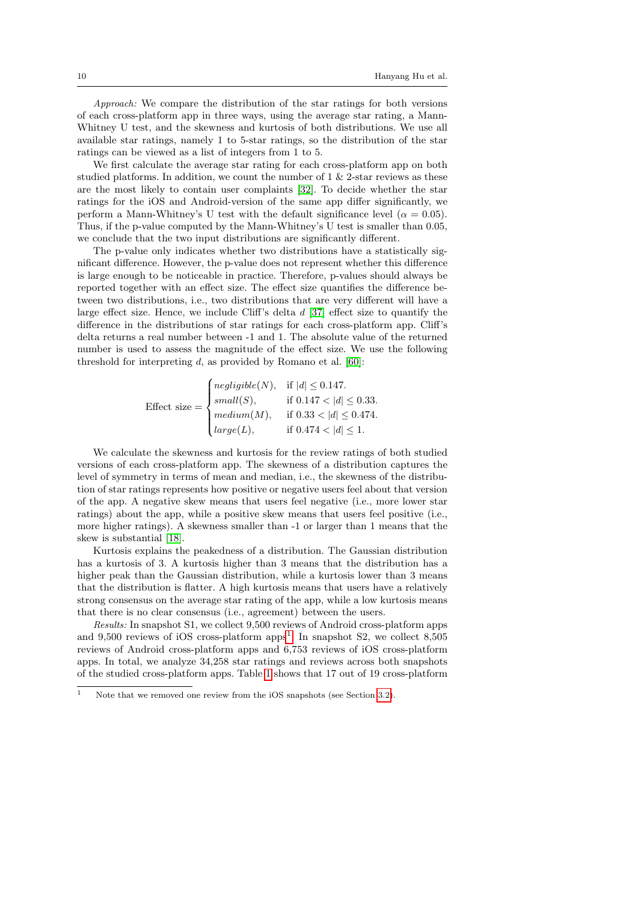*Approach:* We compare the distribution of the star ratings for both versions of each cross-platform app in three ways, using the average star rating, a Mann-Whitney U test, and the skewness and kurtosis of both distributions. We use all available star ratings, namely 1 to 5-star ratings, so the distribution of the star ratings can be viewed as a list of integers from 1 to 5.

We first calculate the average star rating for each cross-platform app on both studied platforms. In addition, we count the number of 1 & 2-star reviews as these are the most likely to contain user complaints [32]. To decide whether the star ratings for the iOS and Android-version of the same app differ significantly, we perform a Mann-Whitney's U test with the default significance level ($\alpha = 0.05$). Thus, if the p-value computed by the Mann-Whitney's U test is smaller than 0.05, we conclude that the two input distributions are significantly different.

The p-value only indicates whether two distributions have a statistically significant difference. However, the p-value does not represent whether this difference is large enough to be noticeable in practice. Therefore, p-values should always be reported together with an effect size. The effect size quantifies the difference between two distributions, i.e., two distributions that are very different will have a large effect size. Hence, we include Cliff's delta $d$ [37] effect size to quantify the difference in the distributions of star ratings for each cross-platform app. Cliff's delta returns a real number between -1 and 1. The absolute value of the returned number is used to assess the magnitude of the effect size. We use the following threshold for interpreting $d$, as provided by Romano et al. [60]:

$$\text{Effect size} = \begin{cases} negligible(N), & \text{if } |d| \leq 0.147. \\ small(S), & \text{if } 0.147 < |d| \leq 0.33. \\ medium(M), & \text{if } 0.33 < |d| \leq 0.474. \\ large(L), & \text{if } 0.474 < |d| \leq 1. \end{cases}$$

We calculate the skewness and kurtosis for the review ratings of both studied versions of each cross-platform app. The skewness of a distribution captures the level of symmetry in terms of mean and median, i.e., the skewness of the distribution of star ratings represents how positive or negative users feel about that version of the app. A negative skew means that users feel negative (i.e., more lower star ratings) about the app, while a positive skew means that users feel positive (i.e., more higher ratings). A skewness smaller than -1 or larger than 1 means that the skew is substantial [18].

Kurtosis explains the peakedness of a distribution. The Gaussian distribution has a kurtosis of 3. A kurtosis higher than 3 means that the distribution has a higher peak than the Gaussian distribution, while a kurtosis lower than 3 means that the distribution is flatter. A high kurtosis means that users have a relatively strong consensus on the average star rating of the app, while a low kurtosis means that there is no clear consensus (i.e., agreement) between the users.

*Results:* In snapshot S1, we collect 9,500 reviews of Android cross-platform apps and 9,500 reviews of iOS cross-platform apps[1]. In snapshot S2, we collect 8,505 reviews of Android cross-platform apps and 6,753 reviews of iOS cross-platform apps. In total, we analyze 34,258 star ratings and reviews across both snapshots of the studied cross-platform apps. Table 1 shows that 17 out of 19 cross-platform

[1] Note that we removed one review from the iOS snapshots (see Section 3.2).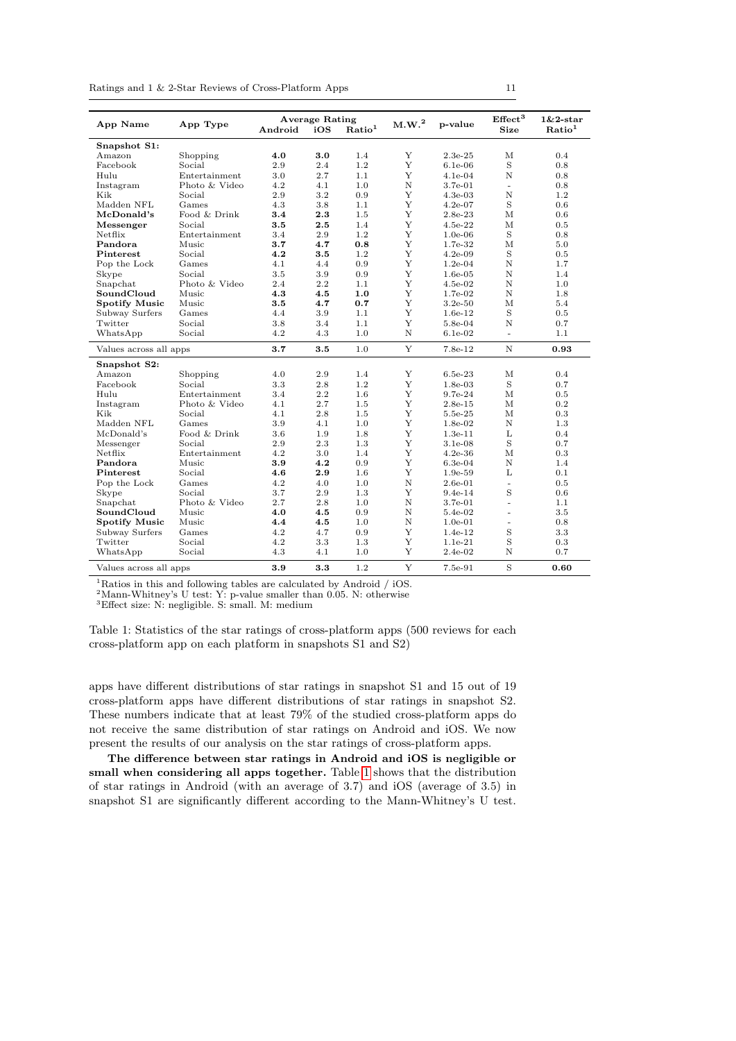| App Name | App Type | Average Rating | | | M.W.[2] | p-value | Effect[3] Size | 1&2-star Ratio[1] |
|---|---|---|---|---|---|---|---|---|
| | | Android | iOS | Ratio[1] | | | | |
| **Snapshot S1:** | | | | | | | | |
| Amazon | Shopping | **4.0** | **3.0** | 1.4 | Y | 2.3e-25 | M | 0.4 |
| Facebook | Social | 2.9 | 2.4 | 1.2 | Y | 6.1e-06 | S | 0.8 |
| Hulu | Entertainment | 3.0 | 2.7 | 1.1 | Y | 4.1e-04 | N | 0.8 |
| Instagram | Photo & Video | 4.2 | 4.1 | 1.0 | N | 3.7e-01 | - | 0.8 |
| Kik | Social | 2.9 | 3.2 | 0.9 | Y | 4.3e-03 | N | 1.2 |
| Madden NFL | Games | 4.3 | 3.8 | 1.1 | Y | 4.2e-07 | S | 0.6 |
| **McDonald's** | Food & Drink | **3.4** | **2.3** | 1.5 | Y | 2.8e-23 | M | 0.6 |
| **Messenger** | Social | **3.5** | **2.5** | 1.4 | Y | 4.5e-22 | M | 0.5 |
| Netflix | Entertainment | 3.4 | 2.9 | 1.2 | Y | 1.0e-06 | S | 0.8 |
| **Pandora** | Music | **3.7** | **4.7** | **0.8** | Y | 1.7e-32 | M | 5.0 |
| **Pinterest** | Social | **4.2** | **3.5** | 1.2 | Y | 4.2e-09 | S | 0.5 |
| Pop the Lock | Games | 4.1 | 4.4 | 0.9 | Y | 1.2e-04 | N | 1.7 |
| Skype | Social | 3.5 | 3.9 | 0.9 | Y | 1.6e-05 | N | 1.4 |
| Snapchat | Photo & Video | 2.4 | 2.2 | 1.1 | Y | 4.5e-02 | N | 1.0 |
| **SoundCloud** | Music | **4.3** | **4.5** | **1.0** | Y | 1.7e-02 | N | 1.8 |
| **Spotify Music** | Music | **3.5** | **4.7** | **0.7** | Y | 3.2e-50 | M | 5.4 |
| Subway Surfers | Games | 4.4 | 3.9 | 1.1 | Y | 1.6e-12 | S | 0.5 |
| Twitter | Social | 3.8 | 3.4 | 1.1 | Y | 5.8e-04 | N | 0.7 |
| WhatsApp | Social | 4.2 | 4.3 | 1.0 | N | 6.1e-02 | - | 1.1 |
| Values across all apps | | **3.7** | **3.5** | 1.0 | Y | 7.8e-12 | N | **0.93** |
| **Snapshot S2:** | | | | | | | | |
| Amazon | Shopping | 4.0 | 2.9 | 1.4 | Y | 6.5e-23 | M | 0.4 |
| Facebook | Social | 3.3 | 2.8 | 1.2 | Y | 1.8e-03 | S | 0.7 |
| Hulu | Entertainment | 3.4 | 2.2 | 1.6 | Y | 9.7e-24 | M | 0.5 |
| Instagram | Photo & Video | 4.1 | 2.7 | 1.5 | Y | 2.8e-15 | M | 0.2 |
| Kik | Social | 4.1 | 2.8 | 1.5 | Y | 5.5e-25 | M | 0.3 |
| Madden NFL | Games | 3.9 | 4.1 | 1.0 | Y | 1.8e-02 | N | 1.3 |
| McDonald's | Food & Drink | 3.6 | 1.9 | 1.8 | Y | 1.3e-11 | L | 0.4 |
| Messenger | Social | 2.9 | 2.3 | 1.3 | Y | 3.1e-08 | S | 0.7 |
| Netflix | Entertainment | 4.2 | 3.0 | 1.4 | Y | 4.2e-36 | M | 0.3 |
| **Pandora** | Music | **3.9** | **4.2** | 0.9 | Y | 6.3e-04 | N | 1.4 |
| **Pinterest** | Social | **4.6** | **2.9** | 1.6 | Y | 1.9e-59 | L | 0.1 |
| Pop the Lock | Games | 4.2 | 4.0 | 1.0 | N | 2.6e-01 | - | 0.5 |
| Skype | Social | 3.7 | 2.9 | 1.3 | Y | 9.4e-14 | S | 0.6 |
| Snapchat | Photo & Video | 2.7 | 2.8 | 1.0 | N | 3.7e-01 | - | 1.1 |
| **SoundCloud** | Music | **4.0** | **4.5** | 0.9 | N | 5.4e-02 | - | 3.5 |
| **Spotify Music** | Music | **4.4** | **4.5** | 1.0 | N | 1.0e-01 | - | 0.8 |
| Subway Surfers | Games | 4.2 | 4.7 | 0.9 | Y | 1.4e-12 | S | 3.3 |
| Twitter | Social | 4.2 | 3.3 | 1.3 | Y | 1.1e-21 | S | 0.3 |
| WhatsApp | Social | 4.3 | 4.1 | 1.0 | Y | 2.4e-02 | N | 0.7 |
| Values across all apps | | **3.9** | **3.3** | 1.2 | Y | 7.5e-91 | S | **0.60** |

[1]Ratios in this and following tables are calculated by Android / iOS.
[2]Mann-Whitney's U test: Y: p-value smaller than 0.05. N: otherwise
[3]Effect size: N: negligible. S: small. M: medium

Table 1: Statistics of the star ratings of cross-platform apps (500 reviews for each cross-platform app on each platform in snapshots S1 and S2)

apps have different distributions of star ratings in snapshot S1 and 15 out of 19 cross-platform apps have different distributions of star ratings in snapshot S2. These numbers indicate that at least 79% of the studied cross-platform apps do not receive the same distribution of star ratings on Android and iOS. We now present the results of our analysis on the star ratings of cross-platform apps.

**The difference between star ratings in Android and iOS is negligible or small when considering all apps together.** Table 1 shows that the distribution of star ratings in Android (with an average of 3.7) and iOS (average of 3.5) in snapshot S1 are significantly different according to the Mann-Whitney's U test.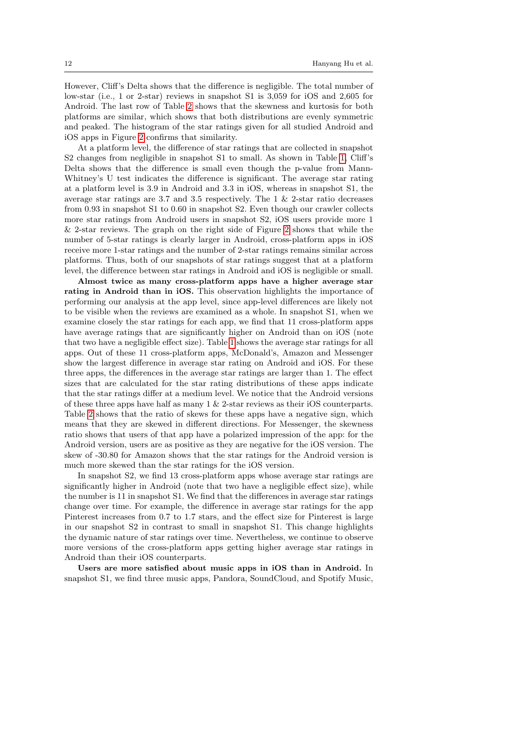However, Cliff's Delta shows that the difference is negligible. The total number of low-star (i.e., 1 or 2-star) reviews in snapshot S1 is 3,059 for iOS and 2,605 for Android. The last row of Table 2 shows that the skewness and kurtosis for both platforms are similar, which shows that both distributions are evenly symmetric and peaked. The histogram of the star ratings given for all studied Android and iOS apps in Figure 2 confirms that similarity.

At a platform level, the difference of star ratings that are collected in snapshot S2 changes from negligible in snapshot S1 to small. As shown in Table 1, Cliff's Delta shows that the difference is small even though the p-value from Mann-Whitney's U test indicates the difference is significant. The average star rating at a platform level is 3.9 in Android and 3.3 in iOS, whereas in snapshot S1, the average star ratings are 3.7 and 3.5 respectively. The 1 & 2-star ratio decreases from 0.93 in snapshot S1 to 0.60 in snapshot S2. Even though our crawler collects more star ratings from Android users in snapshot S2, iOS users provide more 1 & 2-star reviews. The graph on the right side of Figure 2 shows that while the number of 5-star ratings is clearly larger in Android, cross-platform apps in iOS receive more 1-star ratings and the number of 2-star ratings remains similar across platforms. Thus, both of our snapshots of star ratings suggest that at a platform level, the difference between star ratings in Android and iOS is negligible or small.

**Almost twice as many cross-platform apps have a higher average star rating in Android than in iOS.** This observation highlights the importance of performing our analysis at the app level, since app-level differences are likely not to be visible when the reviews are examined as a whole. In snapshot S1, when we examine closely the star ratings for each app, we find that 11 cross-platform apps have average ratings that are significantly higher on Android than on iOS (note that two have a negligible effect size). Table 1 shows the average star ratings for all apps. Out of these 11 cross-platform apps, McDonald's, Amazon and Messenger show the largest difference in average star rating on Android and iOS. For these three apps, the differences in the average star ratings are larger than 1. The effect sizes that are calculated for the star rating distributions of these apps indicate that the star ratings differ at a medium level. We notice that the Android versions of these three apps have half as many 1 & 2-star reviews as their iOS counterparts. Table 2 shows that the ratio of skews for these apps have a negative sign, which means that they are skewed in different directions. For Messenger, the skewness ratio shows that users of that app have a polarized impression of the app: for the Android version, users are as positive as they are negative for the iOS version. The skew of -30.80 for Amazon shows that the star ratings for the Android version is much more skewed than the star ratings for the iOS version.

In snapshot S2, we find 13 cross-platform apps whose average star ratings are significantly higher in Android (note that two have a negligible effect size), while the number is 11 in snapshot S1. We find that the differences in average star ratings change over time. For example, the difference in average star ratings for the app Pinterest increases from 0.7 to 1.7 stars, and the effect size for Pinterest is large in our snapshot S2 in contrast to small in snapshot S1. This change highlights the dynamic nature of star ratings over time. Nevertheless, we continue to observe more versions of the cross-platform apps getting higher average star ratings in Android than their iOS counterparts.

**Users are more satisfied about music apps in iOS than in Android.** In snapshot S1, we find three music apps, Pandora, SoundCloud, and Spotify Music,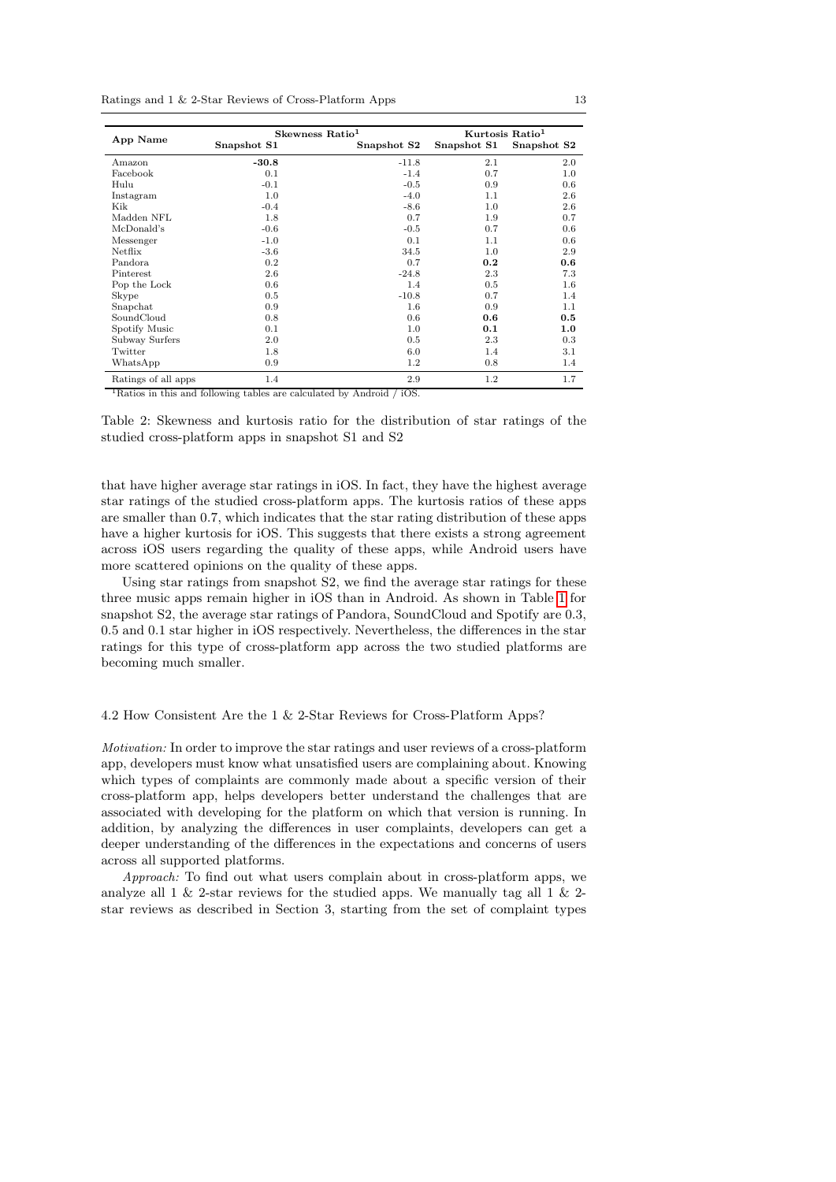| App Name | Skewness Ratio[1] | | Kurtosis Ratio[1] | |
|---|---|---|---|---|
| | Snapshot S1 | Snapshot S2 | Snapshot S1 | Snapshot S2 |
| Amazon | **-30.8** | -11.8 | 2.1 | 2.0 |
| Facebook | 0.1 | -1.4 | 0.7 | 1.0 |
| Hulu | -0.1 | -0.5 | 0.9 | 0.6 |
| Instagram | 1.0 | -4.0 | 1.1 | 2.6 |
| Kik | -0.4 | -8.6 | 1.0 | 2.6 |
| Madden NFL | 1.8 | 0.7 | 1.9 | 0.7 |
| McDonald's | -0.6 | -0.5 | 0.7 | 0.6 |
| Messenger | -1.0 | 0.1 | 1.1 | 0.6 |
| Netflix | -3.6 | 34.5 | 1.0 | 2.9 |
| Pandora | 0.2 | 0.7 | **0.2** | **0.6** |
| Pinterest | 2.6 | -24.8 | 2.3 | 7.3 |
| Pop the Lock | 0.6 | 1.4 | 0.5 | 1.6 |
| Skype | 0.5 | -10.8 | 0.7 | 1.4 |
| Snapchat | 0.9 | 1.6 | 0.9 | 1.1 |
| SoundCloud | 0.8 | 0.6 | **0.6** | **0.5** |
| Spotify Music | 0.1 | 1.0 | **0.1** | **1.0** |
| Subway Surfers | 2.0 | 0.5 | 2.3 | 0.3 |
| Twitter | 1.8 | 6.0 | 1.4 | 3.1 |
| WhatsApp | 0.9 | 1.2 | 0.8 | 1.4 |
| Ratings of all apps | 1.4 | 2.9 | 1.2 | 1.7 |

[1]Ratios in this and following tables are calculated by Android / iOS.

Table 2: Skewness and kurtosis ratio for the distribution of star ratings of the studied cross-platform apps in snapshot S1 and S2

that have higher average star ratings in iOS. In fact, they have the highest average star ratings of the studied cross-platform apps. The kurtosis ratios of these apps are smaller than 0.7, which indicates that the star rating distribution of these apps have a higher kurtosis for iOS. This suggests that there exists a strong agreement across iOS users regarding the quality of these apps, while Android users have more scattered opinions on the quality of these apps.

Using star ratings from snapshot S2, we find the average star ratings for these three music apps remain higher in iOS than in Android. As shown in Table 1 for snapshot S2, the average star ratings of Pandora, SoundCloud and Spotify are 0.3, 0.5 and 0.1 star higher in iOS respectively. Nevertheless, the differences in the star ratings for this type of cross-platform app across the two studied platforms are becoming much smaller.

### 4.2 How Consistent Are the 1 & 2-Star Reviews for Cross-Platform Apps?

*Motivation:* In order to improve the star ratings and user reviews of a cross-platform app, developers must know what unsatisfied users are complaining about. Knowing which types of complaints are commonly made about a specific version of their cross-platform app, helps developers better understand the challenges that are associated with developing for the platform on which that version is running. In addition, by analyzing the differences in user complaints, developers can get a deeper understanding of the differences in the expectations and concerns of users across all supported platforms.

*Approach:* To find out what users complain about in cross-platform apps, we analyze all 1 & 2-star reviews for the studied apps. We manually tag all 1 & 2-star reviews as described in Section 3, starting from the set of complaint types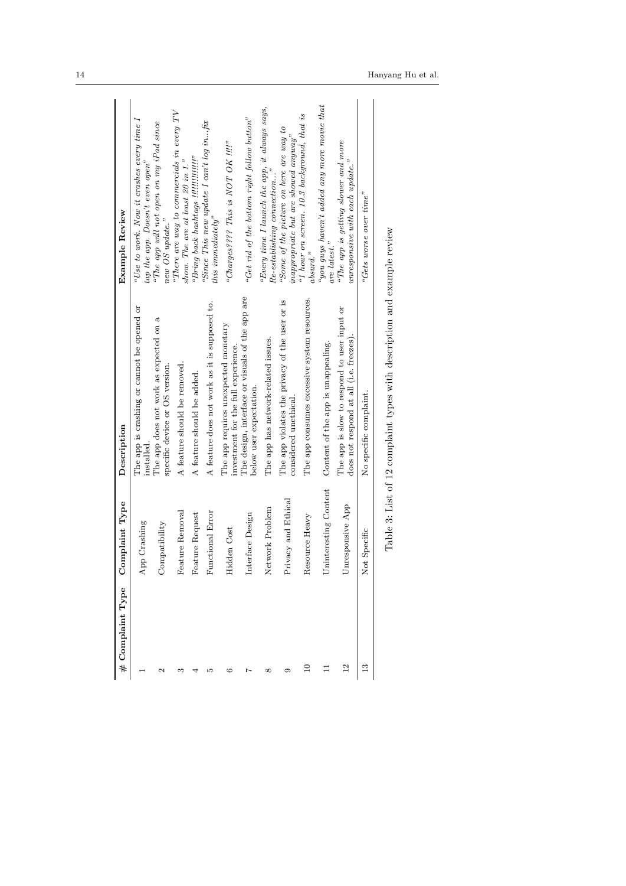| # | Complaint Type | Description | Example Review |
|---|---|---|---|
| 1 | App Crashing | The app is crashing or cannot be opened or installed. | *"Use to work. Now it crashes every time I tap the app. Doesn't even open"* |
| 2 | Compatibility | The app does not work as expected on a specific device or OS version. | *"The app will not open on my iPad since new OS update."* |
| 3 | Feature Removal | A feature should be removed. | *"There are way to commercials in every TV show. The are at least 20 in 1."* |
| 4 | Feature Request | A feature should be added. | *"Bring back hashtags !!!!!!!!!!!!"* |
| 5 | Functional Error | A feature does not work as it is supposed to. | *"Since This new update I can't log in...fix this immediately"* |
| 6 | Hidden Cost | The app requires unexpected monetary investment for the full experience. | *"Charges???? This is NOT OK !!!!"* |
| 7 | Interface Design | The design, interface or visuals of the app are below user expectation. | *"Get rid of the bottom right follow button"* |
| 8 | Network Problem | The app has network-related issues. | *"Every time I launch the app, it always says, Re-establishing connection..."* |
| 9 | Privacy and Ethical | The app violates the privacy of the user or is considered unethical. | *"Some of the picture on here are way to inappropriate but are showed anyway"* |
| 10 | Resource Heavy | The app consumes excessive system resources. | *"1 hour on screen. 10.3 background, that is absurd."* |
| 11 | Uninteresting Content | Content of the app is unappealing. | *"you guys haven't added any more movie that are latest."* |
| 12 | Unresponsive App | The app is slow to respond to user input or does not respond at all (i.e. freezes). | *"The app is getting slower and more unresponsive with each update."* |
| 13 | Not Specific | No specific complaint. | *"Gets worse over time"* |

Table 3: List of 12 complaint types with description and example review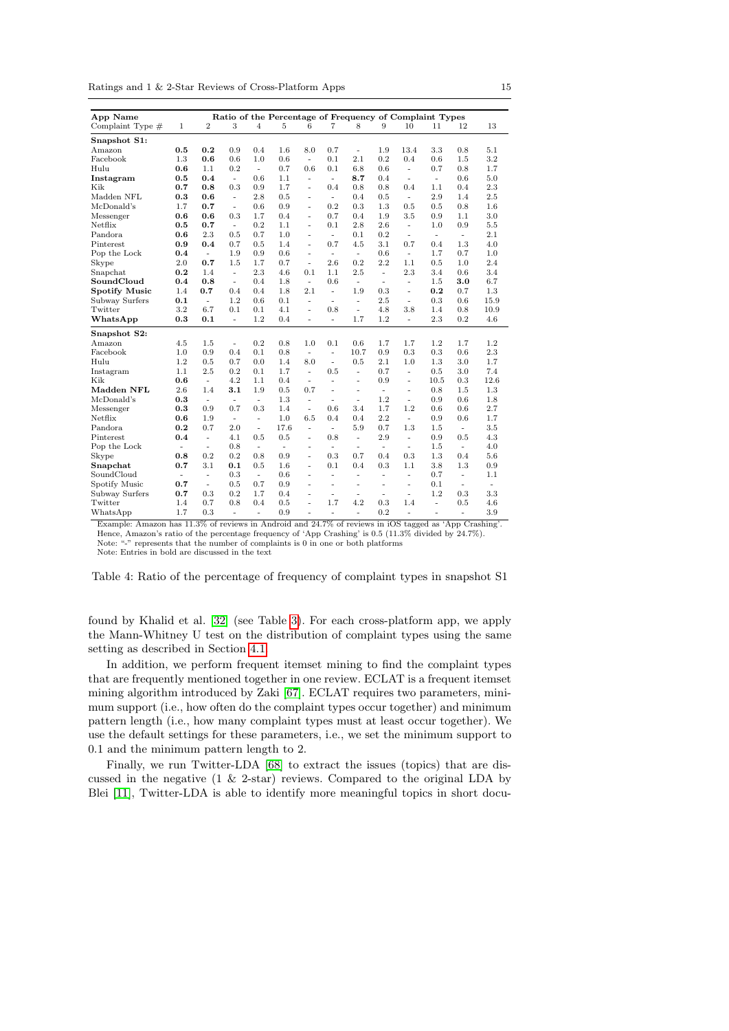| App Name | Ratio of the Percentage of Frequency of Complaint Types | | | | | | | | | | | | |
|---|---|---|---|---|---|---|---|---|---|---|---|---|---|
| Complaint Type # | 1 | 2 | 3 | 4 | 5 | 6 | 7 | 8 | 9 | 10 | 11 | 12 | 13 |
| **Snapshot S1:** | | | | | | | | | | | | | |
| Amazon | **0.5** | **0.2** | 0.9 | 0.4 | 1.6 | 8.0 | 0.7 | - | 1.9 | 13.4 | 3.3 | 0.8 | 5.1 |
| Facebook | 1.3 | **0.6** | 0.6 | 1.0 | 0.6 | - | 0.1 | 2.1 | 0.2 | 0.4 | 0.6 | 1.5 | 3.2 |
| Hulu | **0.6** | 1.1 | 0.2 | - | 0.7 | 0.6 | 0.1 | 6.8 | 0.6 | - | 0.7 | 0.8 | 1.7 |
| **Instagram** | **0.5** | **0.4** | - | 0.6 | 1.1 | - | - | **8.7** | 0.4 | - | - | 0.6 | 5.0 |
| Kik | **0.7** | **0.8** | 0.3 | 0.9 | 1.7 | - | 0.4 | 0.8 | 0.8 | 0.4 | 1.1 | 0.4 | 2.3 |
| Madden NFL | **0.3** | **0.6** | - | 2.8 | 0.5 | - | - | 0.4 | 0.5 | - | 2.9 | 1.4 | 2.5 |
| McDonald's | 1.7 | **0.7** | - | 0.6 | 0.9 | - | 0.2 | 0.3 | 1.3 | 0.5 | 0.5 | 0.8 | 1.6 |
| Messenger | **0.6** | **0.6** | 0.3 | 1.7 | 0.4 | - | 0.7 | 0.4 | 1.9 | 3.5 | 0.9 | 1.1 | 3.0 |
| Netflix | **0.5** | **0.7** | - | 0.2 | 1.1 | - | 0.1 | 2.8 | 2.6 | - | 1.0 | 0.9 | 5.5 |
| Pandora | **0.6** | 2.3 | 0.5 | 0.7 | 1.0 | - | - | 0.1 | 0.2 | - | - | - | 2.1 |
| Pinterest | **0.9** | **0.4** | 0.7 | 0.5 | 1.4 | - | 0.7 | 4.5 | 3.1 | 0.7 | 0.4 | 1.3 | 4.0 |
| Pop the Lock | **0.4** | - | 1.9 | 0.9 | 0.6 | - | - | - | 0.6 | - | 1.7 | 0.7 | 1.0 |
| Skype | 2.0 | **0.7** | 1.5 | 1.7 | 0.7 | - | 2.6 | 0.2 | 2.2 | 1.1 | 0.5 | 1.0 | 2.4 |
| Snapchat | **0.2** | 1.4 | - | 2.3 | 4.6 | 0.1 | 1.1 | 2.5 | - | 2.3 | 3.4 | 0.6 | 3.4 |
| **SoundCloud** | **0.4** | **0.8** | - | 0.4 | 1.8 | - | 0.6 | - | - | - | 1.5 | **3.0** | 6.7 |
| **Spotify Music** | 1.4 | **0.7** | 0.4 | 0.4 | 1.8 | 2.1 | - | 1.9 | 0.3 | - | **0.2** | 0.7 | 1.3 |
| Subway Surfers | **0.1** | - | 1.2 | 0.6 | 0.1 | - | - | - | 2.5 | - | 0.3 | 0.6 | 15.9 |
| Twitter | 3.2 | 6.7 | 0.1 | 0.1 | 4.1 | - | 0.8 | - | 4.8 | 3.8 | 1.4 | 0.8 | 10.9 |
| **WhatsApp** | **0.3** | **0.1** | - | 1.2 | 0.4 | - | - | 1.7 | 1.2 | - | 2.3 | 0.2 | 4.6 |
| **Snapshot S2:** | | | | | | | | | | | | | |
| Amazon | 4.5 | 1.5 | - | 0.2 | 0.8 | 1.0 | 0.1 | 0.6 | 1.7 | 1.7 | 1.2 | 1.7 | 1.2 |
| Facebook | 1.0 | 0.9 | 0.4 | 0.1 | 0.8 | - | - | 10.7 | 0.9 | 0.3 | 0.3 | 0.6 | 2.3 |
| Hulu | 1.2 | 0.5 | 0.7 | 0.0 | 1.4 | 8.0 | - | 0.5 | 2.1 | 1.0 | 1.3 | 3.0 | 1.7 |
| Instagram | 1.1 | 2.5 | 0.2 | 0.1 | 1.7 | - | 0.5 | - | 0.7 | - | 0.5 | 3.0 | 7.4 |
| Kik | **0.6** | - | 4.2 | 1.1 | 0.4 | - | - | - | 0.9 | - | 10.5 | 0.3 | 12.6 |
| **Madden NFL** | 2.6 | 1.4 | **3.1** | 1.9 | 0.5 | 0.7 | - | - | - | - | 0.8 | 1.5 | 1.3 |
| McDonald's | **0.3** | - | - | - | 1.3 | - | - | - | 1.2 | - | 0.9 | 0.6 | 1.8 |
| Messenger | **0.3** | 0.9 | 0.7 | 0.3 | 1.4 | - | 0.6 | 3.4 | 1.7 | 1.2 | 0.6 | 0.6 | 2.7 |
| Netflix | **0.6** | 1.9 | - | - | 1.0 | 6.5 | 0.4 | 0.4 | 2.2 | - | 0.9 | 0.6 | 1.7 |
| Pandora | **0.2** | 0.7 | 2.0 | - | 17.6 | - | - | 5.9 | 0.7 | 1.3 | 1.5 | - | 3.5 |
| Pinterest | **0.4** | - | 4.1 | 0.5 | 0.5 | - | 0.8 | - | 2.9 | - | 0.9 | 0.5 | 4.3 |
| Pop the Lock | - | - | 0.8 | - | - | - | - | - | - | - | 1.5 | - | 4.0 |
| Skype | **0.8** | 0.2 | 0.2 | 0.8 | 0.9 | - | 0.3 | 0.7 | 0.4 | 0.3 | 1.3 | 0.4 | 5.6 |
| **Snapchat** | **0.7** | 3.1 | **0.1** | 0.5 | 1.6 | - | 0.1 | 0.4 | 0.3 | 1.1 | 3.8 | 1.3 | 0.9 |
| SoundCloud | - | - | 0.3 | - | 0.6 | - | - | - | - | - | 0.7 | - | 1.1 |
| Spotify Music | **0.7** | - | 0.5 | 0.7 | 0.9 | - | - | - | - | - | 0.1 | - | - |
| Subway Surfers | **0.7** | 0.3 | 0.2 | 1.7 | 0.4 | - | - | - | - | - | 1.2 | 0.3 | 3.3 |
| Twitter | 1.4 | 0.7 | 0.8 | 0.4 | 0.5 | - | 1.7 | 4.2 | 0.3 | 1.4 | - | 0.5 | 4.6 |
| WhatsApp | 1.7 | 0.3 | - | - | 0.9 | - | - | - | 0.2 | - | - | - | 3.9 |

Example: Amazon has 11.3% of reviews in Android and 24.7% of reviews in iOS tagged as 'App Crashing'. Hence, Amazon's ratio of the percentage frequency of 'App Crashing' is 0.5 (11.3% divided by 24.7%).
Note: "-" represents that the number of complaints is 0 in one or both platforms
Note: Entries in bold are discussed in the text

Table 4: Ratio of the percentage of frequency of complaint types in snapshot S1

found by Khalid et al. [32] (see Table 3). For each cross-platform app, we apply the Mann-Whitney U test on the distribution of complaint types using the same setting as described in Section 4.1.

In addition, we perform frequent itemset mining to find the complaint types that are frequently mentioned together in one review. ECLAT is a frequent itemset mining algorithm introduced by Zaki [67]. ECLAT requires two parameters, minimum support (i.e., how often do the complaint types occur together) and minimum pattern length (i.e., how many complaint types must at least occur together). We use the default settings for these parameters, i.e., we set the minimum support to 0.1 and the minimum pattern length to 2.

Finally, we run Twitter-LDA [68] to extract the issues (topics) that are discussed in the negative (1 & 2-star) reviews. Compared to the original LDA by Blei [11], Twitter-LDA is able to identify more meaningful topics in short docu-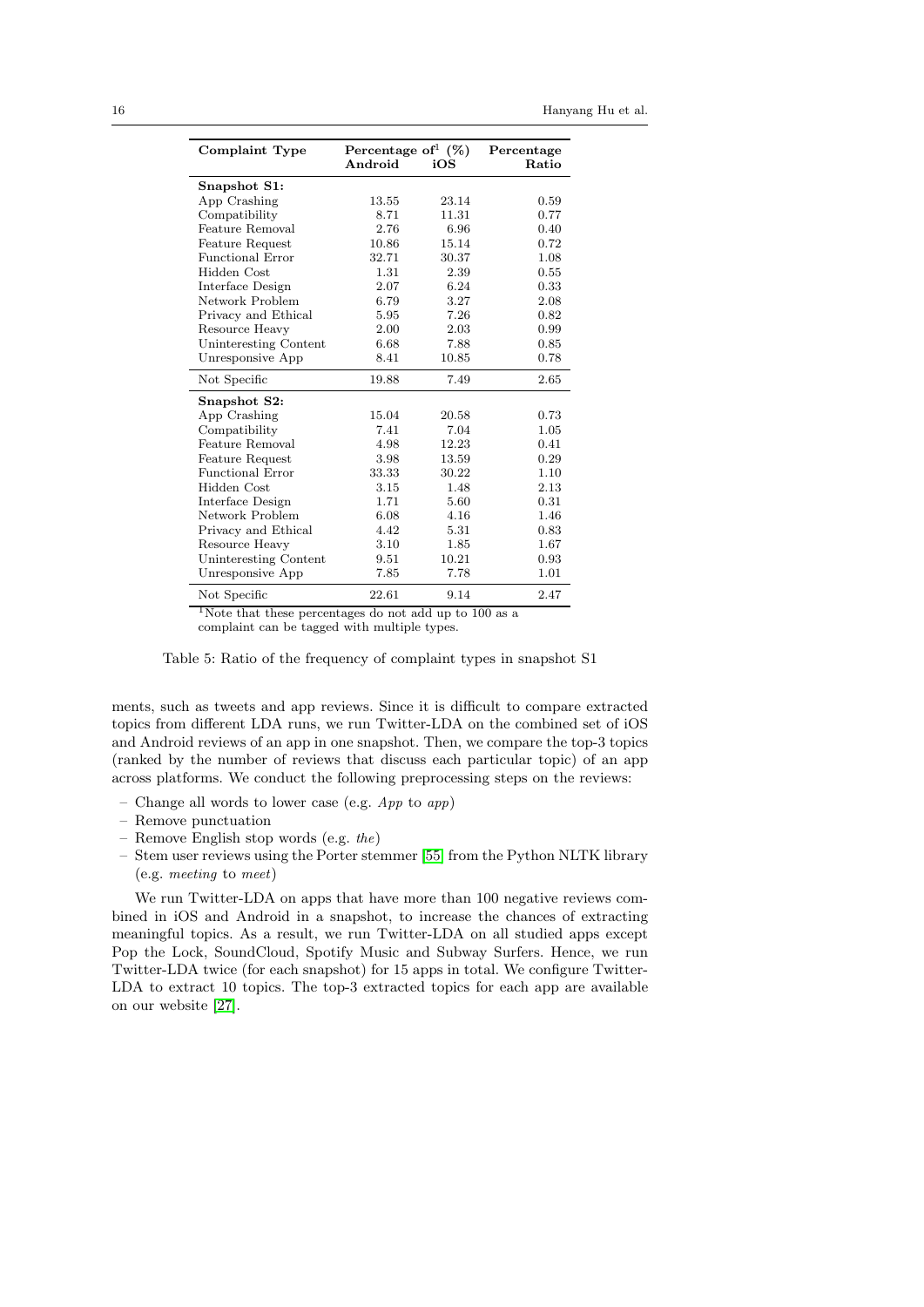| Complaint Type | Percentage of[1] (%) | | Percentage |
|---|---|---|---|
| | Android | iOS | Ratio |
| **Snapshot S1:** | | | |
| App Crashing | 13.55 | 23.14 | 0.59 |
| Compatibility | 8.71 | 11.31 | 0.77 |
| Feature Removal | 2.76 | 6.96 | 0.40 |
| Feature Request | 10.86 | 15.14 | 0.72 |
| Functional Error | 32.71 | 30.37 | 1.08 |
| Hidden Cost | 1.31 | 2.39 | 0.55 |
| Interface Design | 2.07 | 6.24 | 0.33 |
| Network Problem | 6.79 | 3.27 | 2.08 |
| Privacy and Ethical | 5.95 | 7.26 | 0.82 |
| Resource Heavy | 2.00 | 2.03 | 0.99 |
| Uninteresting Content | 6.68 | 7.88 | 0.85 |
| Unresponsive App | 8.41 | 10.85 | 0.78 |
| Not Specific | 19.88 | 7.49 | 2.65 |
| **Snapshot S2:** | | | |
| App Crashing | 15.04 | 20.58 | 0.73 |
| Compatibility | 7.41 | 7.04 | 1.05 |
| Feature Removal | 4.98 | 12.23 | 0.41 |
| Feature Request | 3.98 | 13.59 | 0.29 |
| Functional Error | 33.33 | 30.22 | 1.10 |
| Hidden Cost | 3.15 | 1.48 | 2.13 |
| Interface Design | 1.71 | 5.60 | 0.31 |
| Network Problem | 6.08 | 4.16 | 1.46 |
| Privacy and Ethical | 4.42 | 5.31 | 0.83 |
| Resource Heavy | 3.10 | 1.85 | 1.67 |
| Uninteresting Content | 9.51 | 10.21 | 0.93 |
| Unresponsive App | 7.85 | 7.78 | 1.01 |
| Not Specific | 22.61 | 9.14 | 2.47 |

[1]Note that these percentages do not add up to 100 as a complaint can be tagged with multiple types.

Table 5: Ratio of the frequency of complaint types in snapshot S1

ments, such as tweets and app reviews. Since it is difficult to compare extracted topics from different LDA runs, we run Twitter-LDA on the combined set of iOS and Android reviews of an app in one snapshot. Then, we compare the top-3 topics (ranked by the number of reviews that discuss each particular topic) of an app across platforms. We conduct the following preprocessing steps on the reviews:

- Change all words to lower case (e.g. *App* to *app*)
- Remove punctuation
- Remove English stop words (e.g. *the*)
- Stem user reviews using the Porter stemmer [55] from the Python NLTK library (e.g. *meeting* to *meet*)

We run Twitter-LDA on apps that have more than 100 negative reviews combined in iOS and Android in a snapshot, to increase the chances of extracting meaningful topics. As a result, we run Twitter-LDA on all studied apps except Pop the Lock, SoundCloud, Spotify Music and Subway Surfers. Hence, we run Twitter-LDA twice (for each snapshot) for 15 apps in total. We configure Twitter-LDA to extract 10 topics. The top-3 extracted topics for each app are available on our website [27].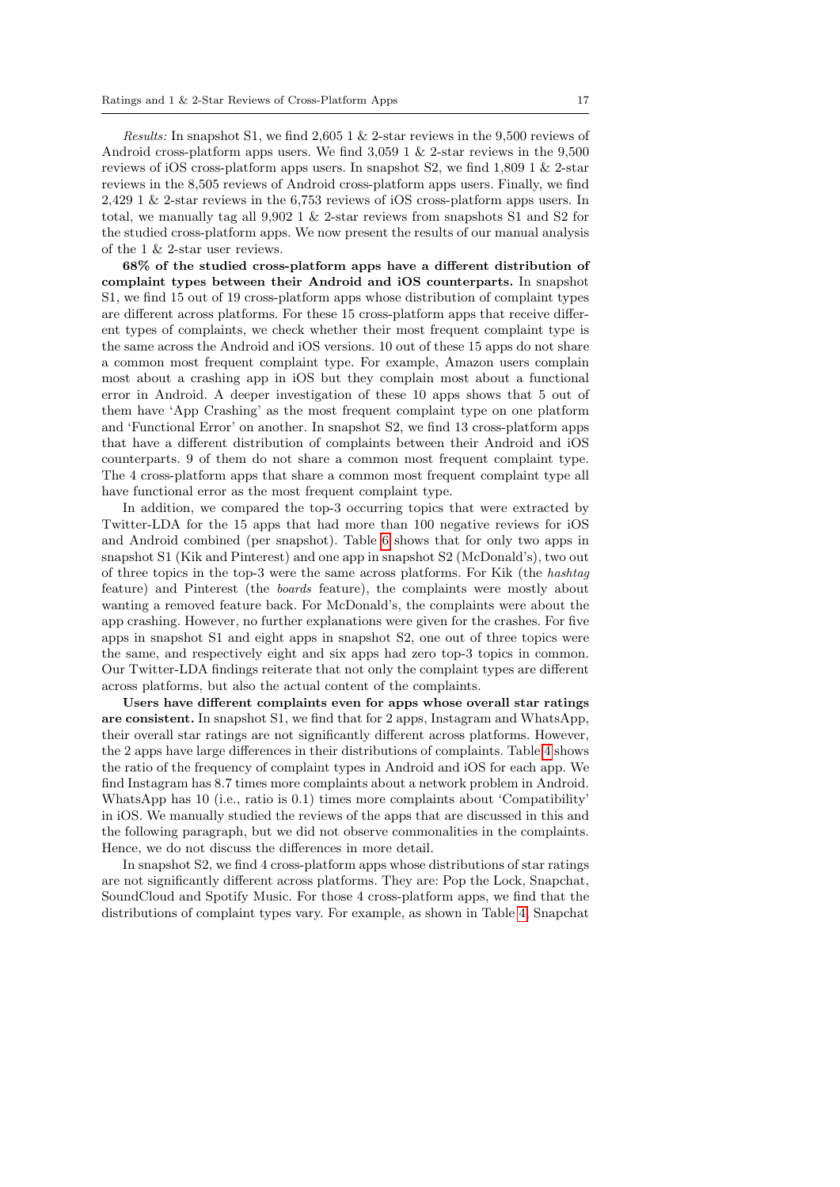*Results:* In snapshot S1, we find 2,605 1 & 2-star reviews in the 9,500 reviews of Android cross-platform apps users. We find 3,059 1 & 2-star reviews in the 9,500 reviews of iOS cross-platform apps users. In snapshot S2, we find 1,809 1 & 2-star reviews in the 8,505 reviews of Android cross-platform apps users. Finally, we find 2,429 1 & 2-star reviews in the 6,753 reviews of iOS cross-platform apps users. In total, we manually tag all 9,902 1 & 2-star reviews from snapshots S1 and S2 for the studied cross-platform apps. We now present the results of our manual analysis of the 1 & 2-star user reviews.

**68% of the studied cross-platform apps have a different distribution of complaint types between their Android and iOS counterparts.** In snapshot S1, we find 15 out of 19 cross-platform apps whose distribution of complaint types are different across platforms. For these 15 cross-platform apps that receive different types of complaints, we check whether their most frequent complaint type is the same across the Android and iOS versions. 10 out of these 15 apps do not share a common most frequent complaint type. For example, Amazon users complain most about a crashing app in iOS but they complain most about a functional error in Android. A deeper investigation of these 10 apps shows that 5 out of them have 'App Crashing' as the most frequent complaint type on one platform and 'Functional Error' on another. In snapshot S2, we find 13 cross-platform apps that have a different distribution of complaints between their Android and iOS counterparts. 9 of them do not share a common most frequent complaint type. The 4 cross-platform apps that share a common most frequent complaint type all have functional error as the most frequent complaint type.

In addition, we compared the top-3 occurring topics that were extracted by Twitter-LDA for the 15 apps that had more than 100 negative reviews for iOS and Android combined (per snapshot). Table 6 shows that for only two apps in snapshot S1 (Kik and Pinterest) and one app in snapshot S2 (McDonald's), two out of three topics in the top-3 were the same across platforms. For Kik (the *hashtag* feature) and Pinterest (the *boards* feature), the complaints were mostly about wanting a removed feature back. For McDonald's, the complaints were about the app crashing. However, no further explanations were given for the crashes. For five apps in snapshot S1 and eight apps in snapshot S2, one out of three topics were the same, and respectively eight and six apps had zero top-3 topics in common. Our Twitter-LDA findings reiterate that not only the complaint types are different across platforms, but also the actual content of the complaints.

**Users have different complaints even for apps whose overall star ratings are consistent.** In snapshot S1, we find that for 2 apps, Instagram and WhatsApp, their overall star ratings are not significantly different across platforms. However, the 2 apps have large differences in their distributions of complaints. Table 4 shows the ratio of the frequency of complaint types in Android and iOS for each app. We find Instagram has 8.7 times more complaints about a network problem in Android. WhatsApp has 10 (i.e., ratio is 0.1) times more complaints about 'Compatibility' in iOS. We manually studied the reviews of the apps that are discussed in this and the following paragraph, but we did not observe commonalities in the complaints. Hence, we do not discuss the differences in more detail.

In snapshot S2, we find 4 cross-platform apps whose distributions of star ratings are not significantly different across platforms. They are: Pop the Lock, Snapchat, SoundCloud and Spotify Music. For those 4 cross-platform apps, we find that the distributions of complaint types vary. For example, as shown in Table 4, Snapchat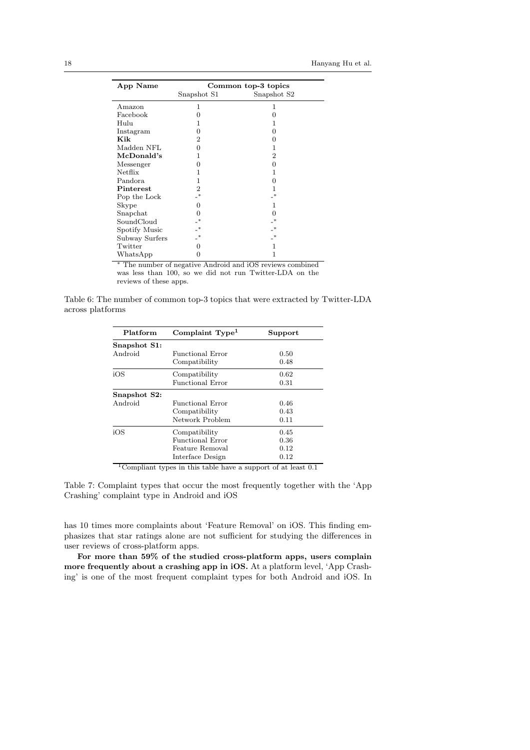| App Name | Common top-3 topics | |
|---|---|---|
| | Snapshot S1 | Snapshot S2 |
| Amazon | 1 | 1 |
| Facebook | 0 | 0 |
| Hulu | 1 | 1 |
| Instagram | 0 | 0 |
| **Kik** | 2 | 0 |
| Madden NFL | 0 | 1 |
| **McDonald's** | 1 | 2 |
| Messenger | 0 | 0 |
| Netflix | 1 | 1 |
| Pandora | 1 | 0 |
| **Pinterest** | 2 | 1 |
| Pop the Lock | -* | -* |
| Skype | 0 | 1 |
| Snapchat | 0 | 0 |
| SoundCloud | -* | -* |
| Spotify Music | -* | -* |
| Subway Surfers | -* | -* |
| Twitter | 0 | 1 |
| WhatsApp | 0 | 1 |

* The number of negative Android and iOS reviews combined was less than 100, so we did not run Twitter-LDA on the reviews of these apps.

Table 6: The number of common top-3 topics that were extracted by Twitter-LDA across platforms

| Platform | Complaint Type[1] | Support |
|---|---|---|
| **Snapshot S1:** | | |
| Android | Functional Error | 0.50 |
| | Compatibility | 0.48 |
| iOS | Compatibility | 0.62 |
| | Functional Error | 0.31 |
| **Snapshot S2:** | | |
| Android | Functional Error | 0.46 |
| | Compatibility | 0.43 |
| | Network Problem | 0.11 |
| iOS | Compatibility | 0.45 |
| | Functional Error | 0.36 |
| | Feature Removal | 0.12 |
| | Interface Design | 0.12 |

[1]Compliant types in this table have a support of at least 0.1

Table 7: Complaint types that occur the most frequently together with the 'App Crashing' complaint type in Android and iOS

has 10 times more complaints about 'Feature Removal' on iOS. This finding emphasizes that star ratings alone are not sufficient for studying the differences in user reviews of cross-platform apps.

**For more than 59% of the studied cross-platform apps, users complain more frequently about a crashing app in iOS.** At a platform level, 'App Crashing' is one of the most frequent complaint types for both Android and iOS. In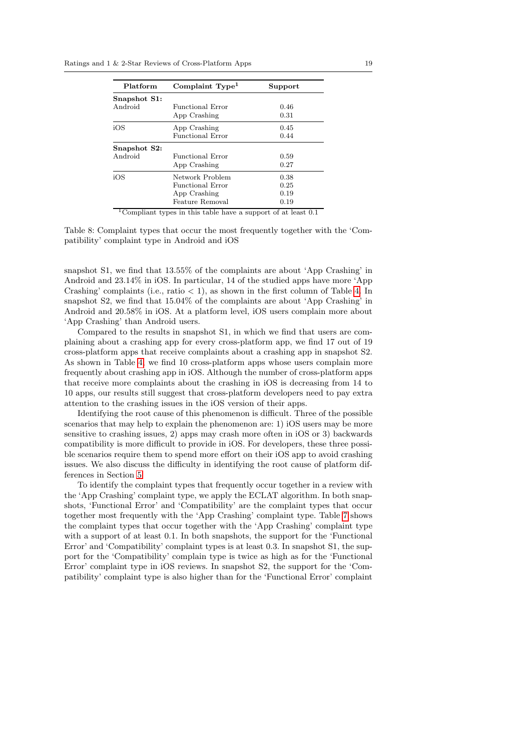| Platform | Complaint Type[1] | Support |
|---|---|---|
| **Snapshot S1:** | | |
| Android | Functional Error | 0.46 |
| | App Crashing | 0.31 |
| iOS | App Crashing | 0.45 |
| | Functional Error | 0.44 |
| **Snapshot S2:** | | |
| Android | Functional Error | 0.59 |
| | App Crashing | 0.27 |
| iOS | Network Problem | 0.38 |
| | Functional Error | 0.25 |
| | App Crashing | 0.19 |
| | Feature Removal | 0.19 |

[1]Compliant types in this table have a support of at least 0.1

Table 8: Complaint types that occur the most frequently together with the 'Compatibility' complaint type in Android and iOS

snapshot S1, we find that 13.55% of the complaints are about 'App Crashing' in Android and 23.14% in iOS. In particular, 14 of the studied apps have more 'App Crashing' complaints (i.e., ratio < 1), as shown in the first column of Table 4. In snapshot S2, we find that 15.04% of the complaints are about 'App Crashing' in Android and 20.58% in iOS. At a platform level, iOS users complain more about 'App Crashing' than Android users.

Compared to the results in snapshot S1, in which we find that users are complaining about a crashing app for every cross-platform app, we find 17 out of 19 cross-platform apps that receive complaints about a crashing app in snapshot S2. As shown in Table 4, we find 10 cross-platform apps whose users complain more frequently about crashing app in iOS. Although the number of cross-platform apps that receive more complaints about the crashing in iOS is decreasing from 14 to 10 apps, our results still suggest that cross-platform developers need to pay extra attention to the crashing issues in the iOS version of their apps.

Identifying the root cause of this phenomenon is difficult. Three of the possible scenarios that may help to explain the phenomenon are: 1) iOS users may be more sensitive to crashing issues, 2) apps may crash more often in iOS or 3) backwards compatibility is more difficult to provide in iOS. For developers, these three possible scenarios require them to spend more effort on their iOS app to avoid crashing issues. We also discuss the difficulty in identifying the root cause of platform differences in Section 5.

To identify the complaint types that frequently occur together in a review with the 'App Crashing' complaint type, we apply the ECLAT algorithm. In both snapshots, 'Functional Error' and 'Compatibility' are the complaint types that occur together most frequently with the 'App Crashing' complaint type. Table 7 shows the complaint types that occur together with the 'App Crashing' complaint type with a support of at least 0.1. In both snapshots, the support for the 'Functional Error' and 'Compatibility' complaint types is at least 0.3. In snapshot S1, the support for the 'Compatibility' complain type is twice as high as for the 'Functional Error' complaint type in iOS reviews. In snapshot S2, the support for the 'Compatibility' complaint type is also higher than for the 'Functional Error' complaint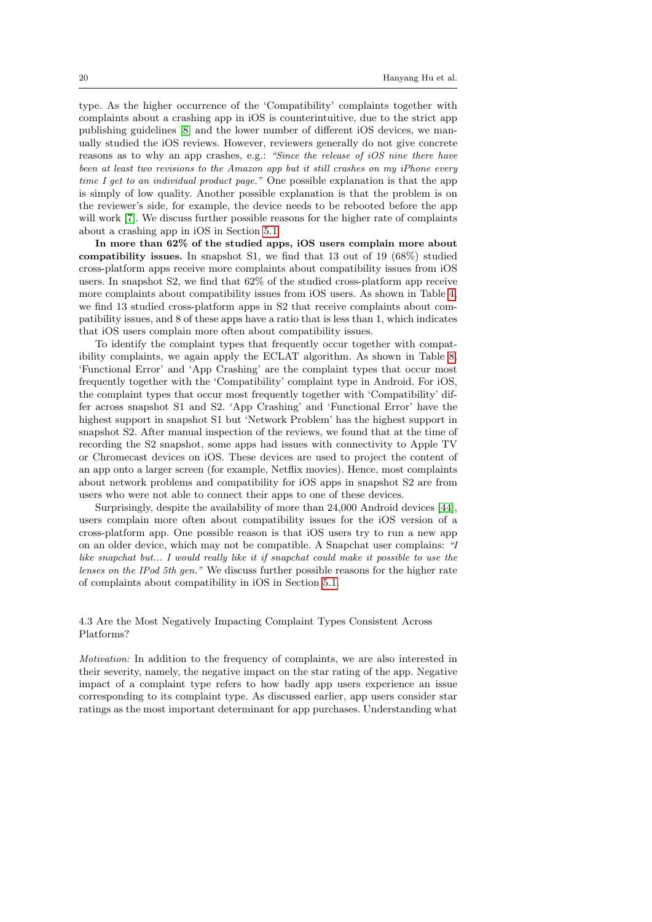type. As the higher occurrence of the 'Compatibility' complaints together with complaints about a crashing app in iOS is counterintuitive, due to the strict app publishing guidelines [8] and the lower number of different iOS devices, we manually studied the iOS reviews. However, reviewers generally do not give concrete reasons as to why an app crashes, e.g.: *"Since the release of iOS nine there have been at least two revisions to the Amazon app but it still crashes on my iPhone every time I get to an individual product page."* One possible explanation is that the app is simply of low quality. Another possible explanation is that the problem is on the reviewer's side, for example, the device needs to be rebooted before the app will work [7]. We discuss further possible reasons for the higher rate of complaints about a crashing app in iOS in Section 5.1.

**In more than 62% of the studied apps, iOS users complain more about compatibility issues.** In snapshot S1, we find that 13 out of 19 (68%) studied cross-platform apps receive more complaints about compatibility issues from iOS users. In snapshot S2, we find that 62% of the studied cross-platform app receive more complaints about compatibility issues from iOS users. As shown in Table 4, we find 13 studied cross-platform apps in S2 that receive complaints about compatibility issues, and 8 of these apps have a ratio that is less than 1, which indicates that iOS users complain more often about compatibility issues.

To identify the complaint types that frequently occur together with compatibility complaints, we again apply the ECLAT algorithm. As shown in Table 8, 'Functional Error' and 'App Crashing' are the complaint types that occur most frequently together with the 'Compatibility' complaint type in Android. For iOS, the complaint types that occur most frequently together with 'Compatibility' differ across snapshot S1 and S2. 'App Crashing' and 'Functional Error' have the highest support in snapshot S1 but 'Network Problem' has the highest support in snapshot S2. After manual inspection of the reviews, we found that at the time of recording the S2 snapshot, some apps had issues with connectivity to Apple TV or Chromecast devices on iOS. These devices are used to project the content of an app onto a larger screen (for example, Netflix movies). Hence, most complaints about network problems and compatibility for iOS apps in snapshot S2 are from users who were not able to connect their apps to one of these devices.

Surprisingly, despite the availability of more than 24,000 Android devices [44], users complain more often about compatibility issues for the iOS version of a cross-platform app. One possible reason is that iOS users try to run a new app on an older device, which may not be compatible. A Snapchat user complains: *"I like snapchat but... I would really like it if snapchat could make it possible to use the lenses on the IPod 5th gen."* We discuss further possible reasons for the higher rate of complaints about compatibility in iOS in Section 5.1.

### 4.3 Are the Most Negatively Impacting Complaint Types Consistent Across Platforms?

*Motivation:* In addition to the frequency of complaints, we are also interested in their severity, namely, the negative impact on the star rating of the app. Negative impact of a complaint type refers to how badly app users experience an issue corresponding to its complaint type. As discussed earlier, app users consider star ratings as the most important determinant for app purchases. Understanding what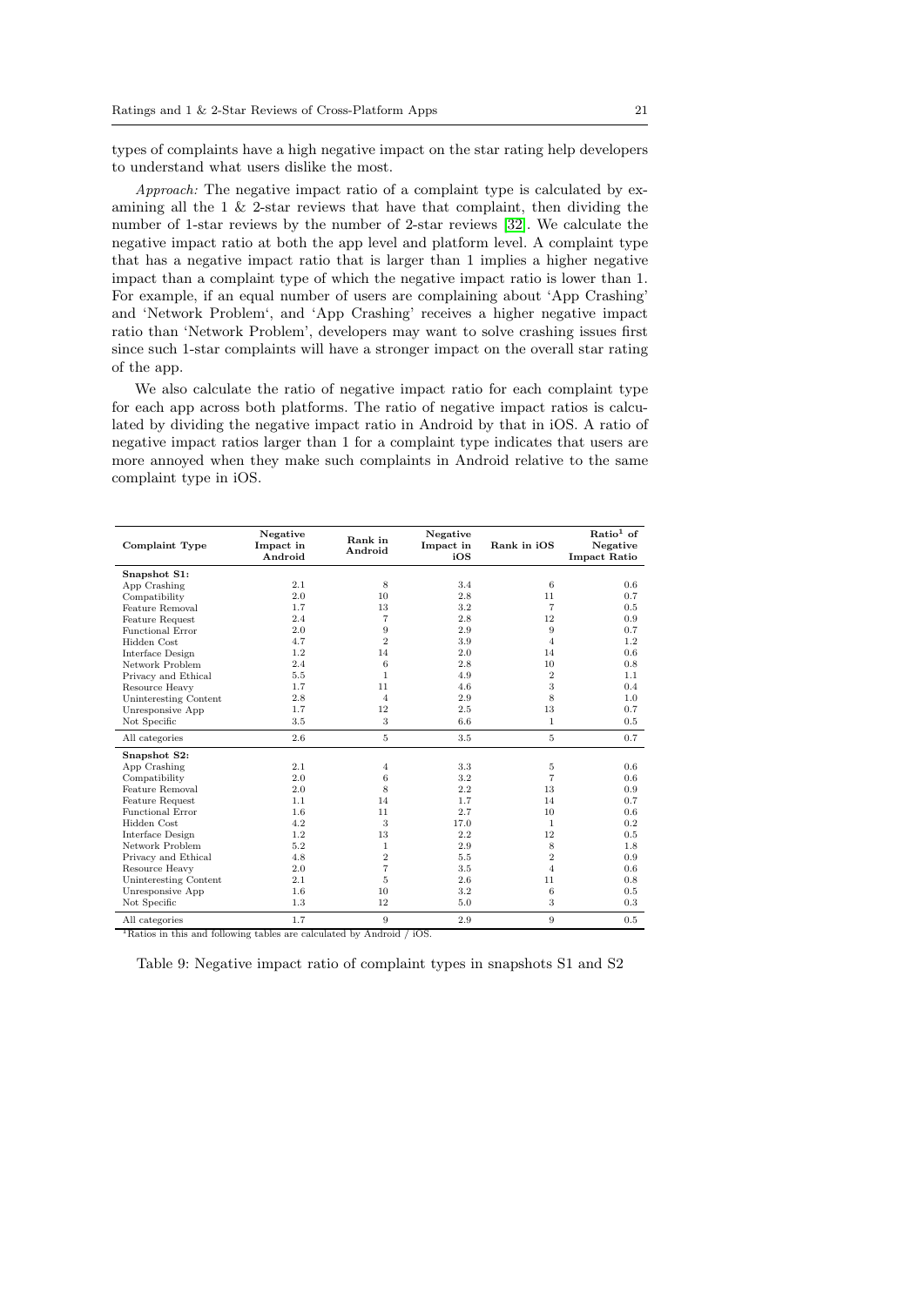types of complaints have a high negative impact on the star rating help developers to understand what users dislike the most.

*Approach:* The negative impact ratio of a complaint type is calculated by examining all the 1 & 2-star reviews that have that complaint, then dividing the number of 1-star reviews by the number of 2-star reviews [32]. We calculate the negative impact ratio at both the app level and platform level. A complaint type that has a negative impact ratio that is larger than 1 implies a higher negative impact than a complaint type of which the negative impact ratio is lower than 1. For example, if an equal number of users are complaining about 'App Crashing' and 'Network Problem', and 'App Crashing' receives a higher negative impact ratio than 'Network Problem', developers may want to solve crashing issues first since such 1-star complaints will have a stronger impact on the overall star rating of the app.

We also calculate the ratio of negative impact ratio for each complaint type for each app across both platforms. The ratio of negative impact ratios is calculated by dividing the negative impact ratio in Android by that in iOS. A ratio of negative impact ratios larger than 1 for a complaint type indicates that users are more annoyed when they make such complaints in Android relative to the same complaint type in iOS.

| Complaint Type | Negative Impact in Android | Rank in Android | Negative Impact in iOS | Rank in iOS | Ratio[1] of Negative Impact Ratio |
|---|---|---|---|---|---|
| **Snapshot S1:** | | | | | |
| App Crashing | 2.1 | 8 | 3.4 | 6 | 0.6 |
| Compatibility | 2.0 | 10 | 2.8 | 11 | 0.7 |
| Feature Removal | 1.7 | 13 | 3.2 | 7 | 0.5 |
| Feature Request | 2.4 | 7 | 2.8 | 12 | 0.9 |
| Functional Error | 2.0 | 9 | 2.9 | 9 | 0.7 |
| Hidden Cost | 4.7 | 2 | 3.9 | 4 | 1.2 |
| Interface Design | 1.2 | 14 | 2.0 | 14 | 0.6 |
| Network Problem | 2.4 | 6 | 2.8 | 10 | 0.8 |
| Privacy and Ethical | 5.5 | 1 | 4.9 | 2 | 1.1 |
| Resource Heavy | 1.7 | 11 | 4.6 | 3 | 0.4 |
| Uninteresting Content | 2.8 | 4 | 2.9 | 8 | 1.0 |
| Unresponsive App | 1.7 | 12 | 2.5 | 13 | 0.7 |
| Not Specific | 3.5 | 3 | 6.6 | 1 | 0.5 |
| All categories | 2.6 | 5 | 3.5 | 5 | 0.7 |
| **Snapshot S2:** | | | | | |
| App Crashing | 2.1 | 4 | 3.3 | 5 | 0.6 |
| Compatibility | 2.0 | 6 | 3.2 | 7 | 0.6 |
| Feature Removal | 2.0 | 8 | 2.2 | 13 | 0.9 |
| Feature Request | 1.1 | 14 | 1.7 | 14 | 0.7 |
| Functional Error | 1.6 | 11 | 2.7 | 10 | 0.6 |
| Hidden Cost | 4.2 | 3 | 17.0 | 1 | 0.2 |
| Interface Design | 1.2 | 13 | 2.2 | 12 | 0.5 |
| Network Problem | 5.2 | 1 | 2.9 | 8 | 1.8 |
| Privacy and Ethical | 4.8 | 2 | 5.5 | 2 | 0.9 |
| Resource Heavy | 2.0 | 7 | 3.5 | 4 | 0.6 |
| Uninteresting Content | 2.1 | 5 | 2.6 | 11 | 0.8 |
| Unresponsive App | 1.6 | 10 | 3.2 | 6 | 0.5 |
| Not Specific | 1.3 | 12 | 5.0 | 3 | 0.3 |
| All categories | 1.7 | 9 | 2.9 | 9 | 0.5 |

[1]Ratios in this and following tables are calculated by Android / iOS.

Table 9: Negative impact ratio of complaint types in snapshots S1 and S2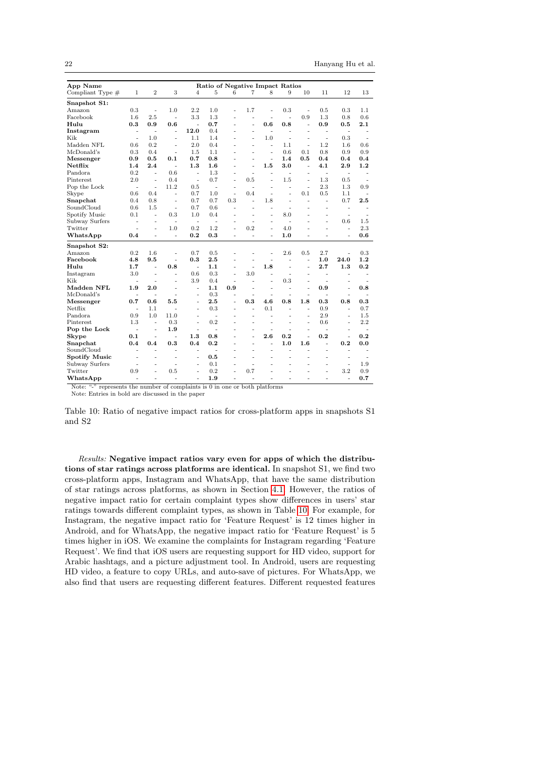| App Name | Ratio of Negative Impact Ratios | | | | | | | | | | | | |
|---|---|---|---|---|---|---|---|---|---|---|---|---|---|
| Compliant Type # | 1 | 2 | 3 | 4 | 5 | 6 | 7 | 8 | 9 | 10 | 11 | 12 | 13 |
| **Snapshot S1:** | | | | | | | | | | | | | |
| Amazon | 0.3 | - | 1.0 | 2.2 | 1.0 | - | 1.7 | - | 0.3 | - | 0.5 | 0.3 | 1.1 |
| Facebook | 1.6 | 2.5 | - | 3.3 | 1.3 | - | - | - | - | 0.9 | 1.3 | 0.8 | 0.6 |
| **Hulu** | **0.3** | **0.9** | **0.6** | - | **0.7** | - | - | **0.6** | **0.8** | - | **0.9** | **0.5** | **2.1** |
| **Instagram** | - | - | - | **12.0** | 0.4 | - | - | - | - | - | - | - | - |
| Kik | - | 1.0 | - | 1.1 | 1.4 | - | - | 1.0 | - | - | - | 0.3 | - |
| Madden NFL | 0.6 | 0.2 | - | 2.0 | 0.4 | - | - | - | 1.1 | - | 1.2 | 1.6 | 0.6 |
| McDonald's | 0.3 | 0.4 | - | 1.5 | 1.1 | - | - | - | 0.6 | 0.1 | 0.8 | 0.9 | 0.9 |
| **Messenger** | **0.9** | **0.5** | **0.1** | **0.7** | **0.8** | - | - | - | **1.4** | **0.5** | **0.4** | **0.4** | **0.4** |
| **Netflix** | **1.4** | **2.4** | - | **1.3** | **1.6** | - | - | **1.5** | **3.0** | - | **4.1** | **2.9** | **1.2** |
| Pandora | 0.2 | - | 0.6 | - | 1.3 | - | - | - | - | - | - | - | - |
| Pinterest | 2.0 | - | 0.4 | - | 0.7 | - | 0.5 | - | 1.5 | - | 1.3 | 0.5 | - |
| Pop the Lock | - | - | 11.2 | 0.5 | - | - | - | - | - | - | 2.3 | 1.3 | 0.9 |
| Skype | 0.6 | 0.4 | - | 0.7 | 1.0 | - | 0.4 | - | - | 0.1 | 0.5 | 1.1 | - |
| **Snapchat** | 0.4 | 0.8 | - | 0.7 | 0.7 | 0.3 | - | 1.8 | - | - | - | 0.7 | **2.5** |
| SoundCloud | 0.6 | 1.5 | - | 0.7 | 0.6 | - | - | - | - | - | - | - | - |
| Spotify Music | 0.1 | - | 0.3 | 1.0 | 0.4 | - | - | - | 8.0 | - | - | - | - |
| Subway Surfers | - | - | - | - | - | - | - | - | - | - | - | 0.6 | 1.5 |
| Twitter | - | - | 1.0 | 0.2 | 1.2 | - | 0.2 | - | 4.0 | - | - | - | 2.3 |
| **WhatsApp** | **0.4** | - | - | **0.2** | **0.3** | - | - | - | **1.0** | - | - | - | **0.6** |
| **Snapshot S2:** | | | | | | | | | | | | | |
| Amazon | 0.2 | 1.6 | - | 0.7 | 0.5 | - | - | - | 2.6 | 0.5 | 2.7 | - | 0.3 |
| **Facebook** | **4.8** | **9.5** | - | **0.3** | **2.5** | - | - | - | - | - | **1.0** | **24.0** | **1.2** |
| **Hulu** | **1.7** | - | **0.8** | - | **1.1** | - | - | **1.8** | - | - | **2.7** | **1.3** | **0.2** |
| Instagram | 3.0 | - | - | 0.6 | 0.3 | - | 3.0 | - | - | - | - | - | - |
| Kik | - | - | - | 3.9 | 0.4 | - | - | - | 0.3 | - | - | - | - |
| **Madden NFL** | **1.9** | **2.0** | - | - | **1.1** | **0.9** | - | - | - | - | **0.9** | - | **0.8** |
| McDonald's | - | - | - | - | 0.3 | - | - | - | - | - | - | - | - |
| **Messenger** | **0.7** | **0.6** | **5.5** | - | **2.5** | - | **0.3** | **4.6** | **0.8** | **1.8** | **0.3** | **0.8** | **0.3** |
| Netflix | - | 1.1 | - | - | 0.3 | - | - | 0.1 | - | - | 0.9 | - | 0.7 |
| Pandora | 0.9 | 1.0 | 11.0 | - | - | - | - | - | - | - | 2.9 | - | 1.5 |
| Pinterest | 1.3 | - | 0.3 | - | 0.2 | - | - | - | - | - | 0.6 | - | 2.2 |
| **Pop the Lock** | - | - | **1.9** | - | - | - | - | - | - | - | - | - | - |
| **Skype** | **0.1** | - | - | **1.3** | **0.8** | - | - | **2.6** | **0.2** | - | **0.2** | - | **0.2** |
| **Snapchat** | **0.4** | **0.4** | **0.3** | **0.4** | **0.2** | - | - | - | **1.0** | **1.6** | - | **0.2** | **0.0** |
| SoundCloud | - | - | - | - | - | - | - | - | - | - | - | - | - |
| **Spotify Music** | - | - | - | - | **0.5** | - | - | - | - | - | - | - | - |
| Subway Surfers | - | - | - | - | 0.1 | - | - | - | - | - | - | - | 1.9 |
| Twitter | 0.9 | - | 0.5 | - | 0.2 | - | 0.7 | - | - | - | - | 3.2 | 0.9 |
| **WhatsApp** | - | - | - | - | **1.9** | - | - | - | - | - | - | - | **0.7** |

Note: "-" represents the number of complaints is 0 in one or both platforms

Note: Entries in bold are discussed in the paper

Table 10: Ratio of negative impact ratios for cross-platform apps in snapshots S1 and S2

*Results:* **Negative impact ratios vary even for apps of which the distributions of star ratings across platforms are identical.** In snapshot S1, we find two cross-platform apps, Instagram and WhatsApp, that have the same distribution of star ratings across platforms, as shown in Section 4.1. However, the ratios of negative impact ratio for certain complaint types show differences in users' star ratings towards different complaint types, as shown in Table 10. For example, for Instagram, the negative impact ratio for 'Feature Request' is 12 times higher in Android, and for WhatsApp, the negative impact ratio for 'Feature Request' is 5 times higher in iOS. We examine the complaints for Instagram regarding 'Feature Request'. We find that iOS users are requesting support for HD video, support for Arabic hashtags, and a picture adjustment tool. In Android, users are requesting HD video, a feature to copy URLs, and auto-save of pictures. For WhatsApp, we also find that users are requesting different features. Different requested features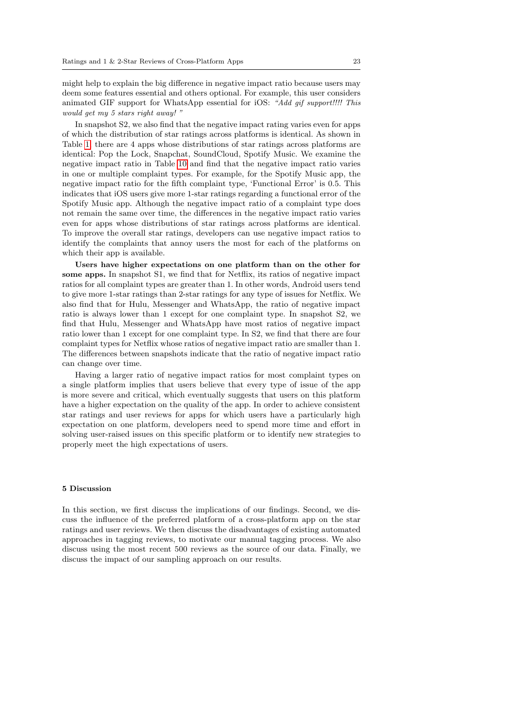might help to explain the big difference in negative impact ratio because users may deem some features essential and others optional. For example, this user considers animated GIF support for WhatsApp essential for iOS: *"Add gif support!!!! This would get my 5 stars right away! "*

In snapshot S2, we also find that the negative impact rating varies even for apps of which the distribution of star ratings across platforms is identical. As shown in Table 1, there are 4 apps whose distributions of star ratings across platforms are identical: Pop the Lock, Snapchat, SoundCloud, Spotify Music. We examine the negative impact ratio in Table 10 and find that the negative impact ratio varies in one or multiple complaint types. For example, for the Spotify Music app, the negative impact ratio for the fifth complaint type, 'Functional Error' is 0.5. This indicates that iOS users give more 1-star ratings regarding a functional error of the Spotify Music app. Although the negative impact ratio of a complaint type does not remain the same over time, the differences in the negative impact ratio varies even for apps whose distributions of star ratings across platforms are identical. To improve the overall star ratings, developers can use negative impact ratios to identify the complaints that annoy users the most for each of the platforms on which their app is available.

**Users have higher expectations on one platform than on the other for some apps.** In snapshot S1, we find that for Netflix, its ratios of negative impact ratios for all complaint types are greater than 1. In other words, Android users tend to give more 1-star ratings than 2-star ratings for any type of issues for Netflix. We also find that for Hulu, Messenger and WhatsApp, the ratio of negative impact ratio is always lower than 1 except for one complaint type. In snapshot S2, we find that Hulu, Messenger and WhatsApp have most ratios of negative impact ratio lower than 1 except for one complaint type. In S2, we find that there are four complaint types for Netflix whose ratios of negative impact ratio are smaller than 1. The differences between snapshots indicate that the ratio of negative impact ratio can change over time.

Having a larger ratio of negative impact ratios for most complaint types on a single platform implies that users believe that every type of issue of the app is more severe and critical, which eventually suggests that users on this platform have a higher expectation on the quality of the app. In order to achieve consistent star ratings and user reviews for apps for which users have a particularly high expectation on one platform, developers need to spend more time and effort in solving user-raised issues on this specific platform or to identify new strategies to properly meet the high expectations of users.

## 5 Discussion

In this section, we first discuss the implications of our findings. Second, we discuss the influence of the preferred platform of a cross-platform app on the star ratings and user reviews. We then discuss the disadvantages of existing automated approaches in tagging reviews, to motivate our manual tagging process. We also discuss using the most recent 500 reviews as the source of our data. Finally, we discuss the impact of our sampling approach on our results.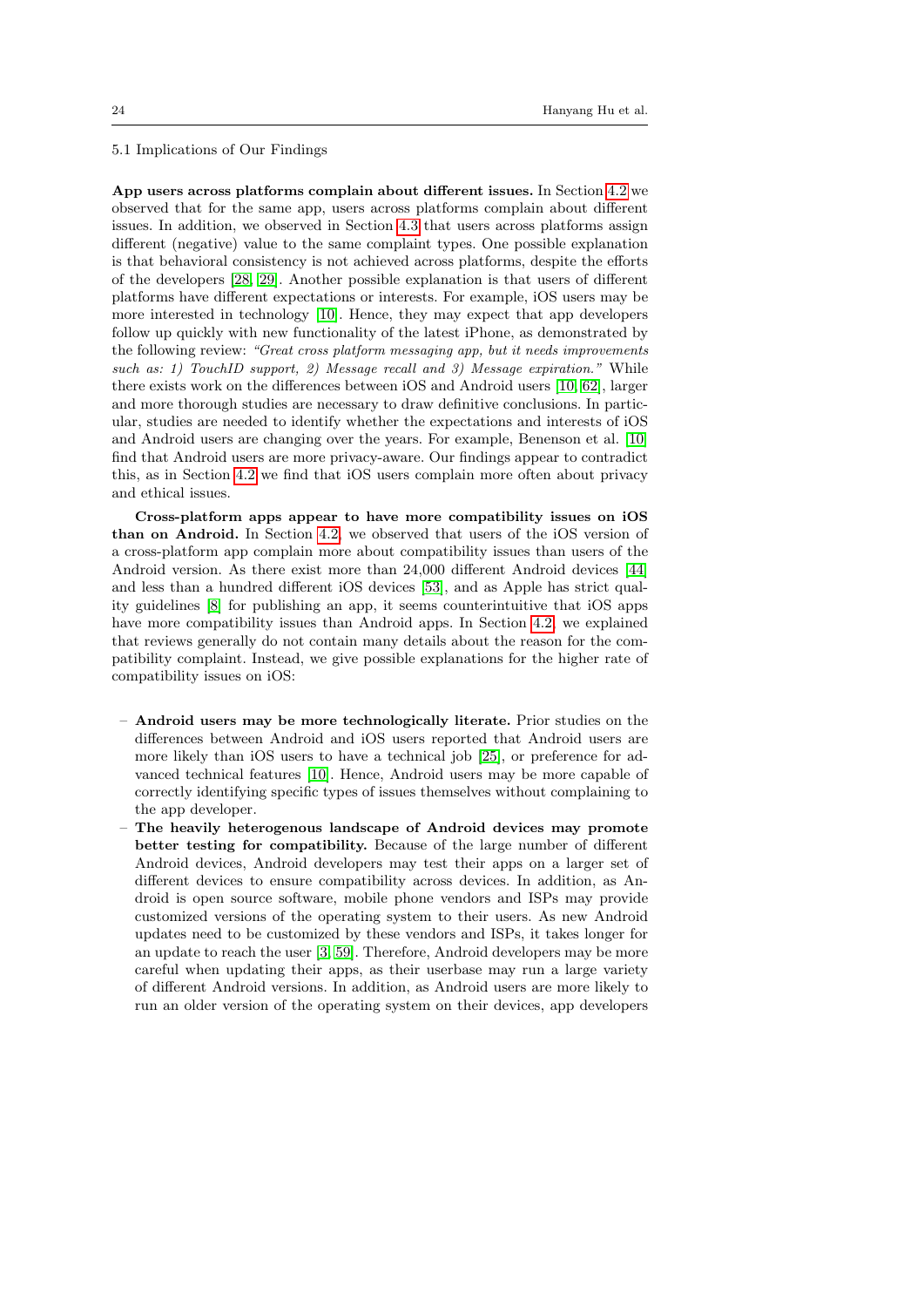### 5.1 Implications of Our Findings

**App users across platforms complain about different issues.** In Section 4.2 we observed that for the same app, users across platforms complain about different issues. In addition, we observed in Section 4.3 that users across platforms assign different (negative) value to the same complaint types. One possible explanation is that behavioral consistency is not achieved across platforms, despite the efforts of the developers [28, 29]. Another possible explanation is that users of different platforms have different expectations or interests. For example, iOS users may be more interested in technology [10]. Hence, they may expect that app developers follow up quickly with new functionality of the latest iPhone, as demonstrated by the following review: *"Great cross platform messaging app, but it needs improvements such as: 1) TouchID support, 2) Message recall and 3) Message expiration."* While there exists work on the differences between iOS and Android users [10, 62], larger and more thorough studies are necessary to draw definitive conclusions. In particular, studies are needed to identify whether the expectations and interests of iOS and Android users are changing over the years. For example, Benenson et al. [10] find that Android users are more privacy-aware. Our findings appear to contradict this, as in Section 4.2 we find that iOS users complain more often about privacy and ethical issues.

**Cross-platform apps appear to have more compatibility issues on iOS than on Android.** In Section 4.2, we observed that users of the iOS version of a cross-platform app complain more about compatibility issues than users of the Android version. As there exist more than 24,000 different Android devices [44] and less than a hundred different iOS devices [53], and as Apple has strict quality guidelines [8] for publishing an app, it seems counterintuitive that iOS apps have more compatibility issues than Android apps. In Section 4.2, we explained that reviews generally do not contain many details about the reason for the compatibility complaint. Instead, we give possible explanations for the higher rate of compatibility issues on iOS:

- **Android users may be more technologically literate.** Prior studies on the differences between Android and iOS users reported that Android users are more likely than iOS users to have a technical job [25], or preference for advanced technical features [10]. Hence, Android users may be more capable of correctly identifying specific types of issues themselves without complaining to the app developer.
- **The heavily heterogenous landscape of Android devices may promote better testing for compatibility.** Because of the large number of different Android devices, Android developers may test their apps on a larger set of different devices to ensure compatibility across devices. In addition, as Android is open source software, mobile phone vendors and ISPs may provide customized versions of the operating system to their users. As new Android updates need to be customized by these vendors and ISPs, it takes longer for an update to reach the user [3, 59]. Therefore, Android developers may be more careful when updating their apps, as their userbase may run a large variety of different Android versions. In addition, as Android users are more likely to run an older version of the operating system on their devices, app developers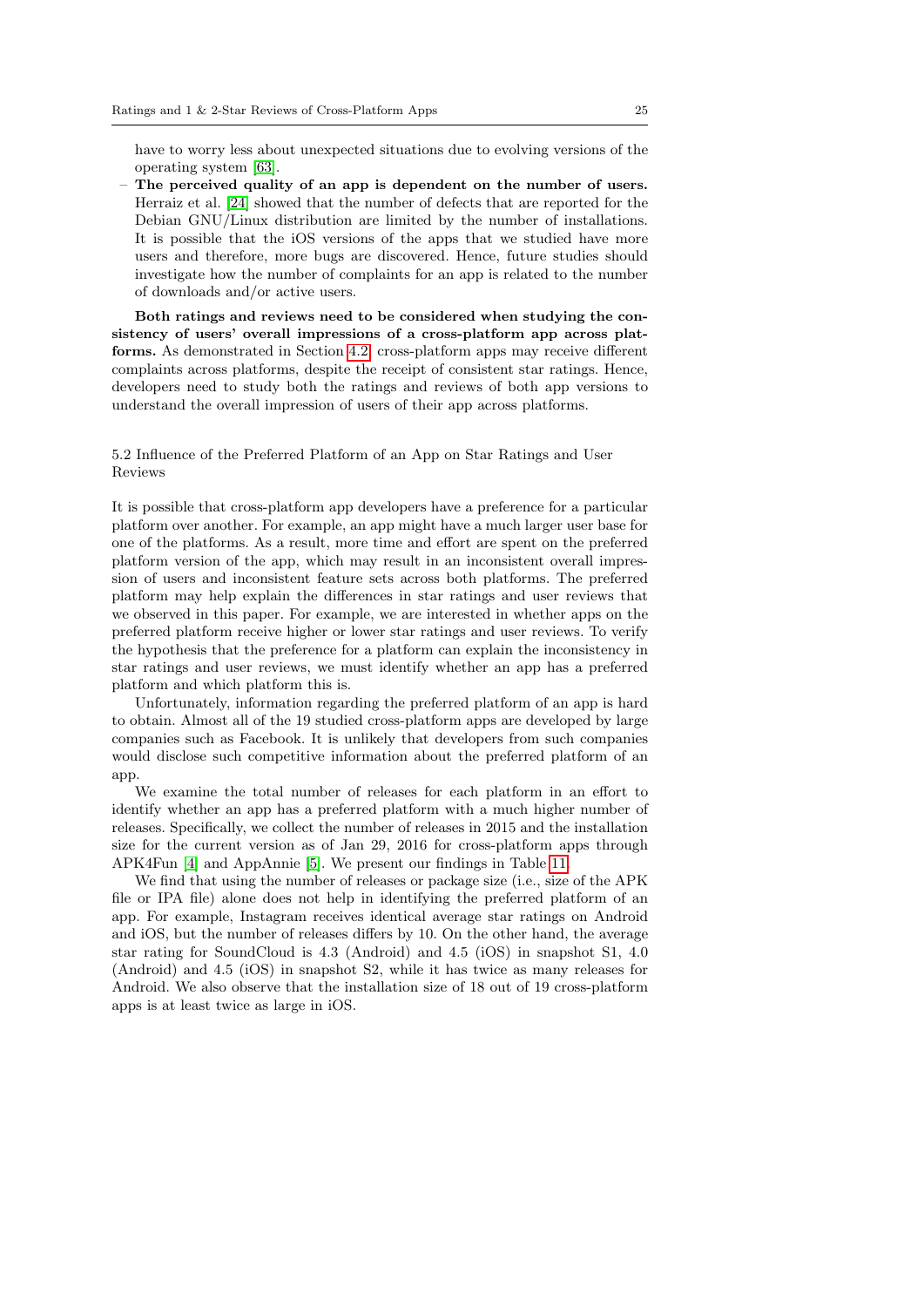have to worry less about unexpected situations due to evolving versions of the operating system [63].

– **The perceived quality of an app is dependent on the number of users.** Herraiz et al. [24] showed that the number of defects that are reported for the Debian GNU/Linux distribution are limited by the number of installations. It is possible that the iOS versions of the apps that we studied have more users and therefore, more bugs are discovered. Hence, future studies should investigate how the number of complaints for an app is related to the number of downloads and/or active users.

**Both ratings and reviews need to be considered when studying the consistency of users' overall impressions of a cross-platform app across platforms.** As demonstrated in Section 4.2, cross-platform apps may receive different complaints across platforms, despite the receipt of consistent star ratings. Hence, developers need to study both the ratings and reviews of both app versions to understand the overall impression of users of their app across platforms.

### 5.2 Influence of the Preferred Platform of an App on Star Ratings and User Reviews

It is possible that cross-platform app developers have a preference for a particular platform over another. For example, an app might have a much larger user base for one of the platforms. As a result, more time and effort are spent on the preferred platform version of the app, which may result in an inconsistent overall impression of users and inconsistent feature sets across both platforms. The preferred platform may help explain the differences in star ratings and user reviews that we observed in this paper. For example, we are interested in whether apps on the preferred platform receive higher or lower star ratings and user reviews. To verify the hypothesis that the preference for a platform can explain the inconsistency in star ratings and user reviews, we must identify whether an app has a preferred platform and which platform this is.

Unfortunately, information regarding the preferred platform of an app is hard to obtain. Almost all of the 19 studied cross-platform apps are developed by large companies such as Facebook. It is unlikely that developers from such companies would disclose such competitive information about the preferred platform of an app.

We examine the total number of releases for each platform in an effort to identify whether an app has a preferred platform with a much higher number of releases. Specifically, we collect the number of releases in 2015 and the installation size for the current version as of Jan 29, 2016 for cross-platform apps through APK4Fun [4] and AppAnnie [5]. We present our findings in Table 11.

We find that using the number of releases or package size (i.e., size of the APK file or IPA file) alone does not help in identifying the preferred platform of an app. For example, Instagram receives identical average star ratings on Android and iOS, but the number of releases differs by 10. On the other hand, the average star rating for SoundCloud is 4.3 (Android) and 4.5 (iOS) in snapshot S1, 4.0 (Android) and 4.5 (iOS) in snapshot S2, while it has twice as many releases for Android. We also observe that the installation size of 18 out of 19 cross-platform apps is at least twice as large in iOS.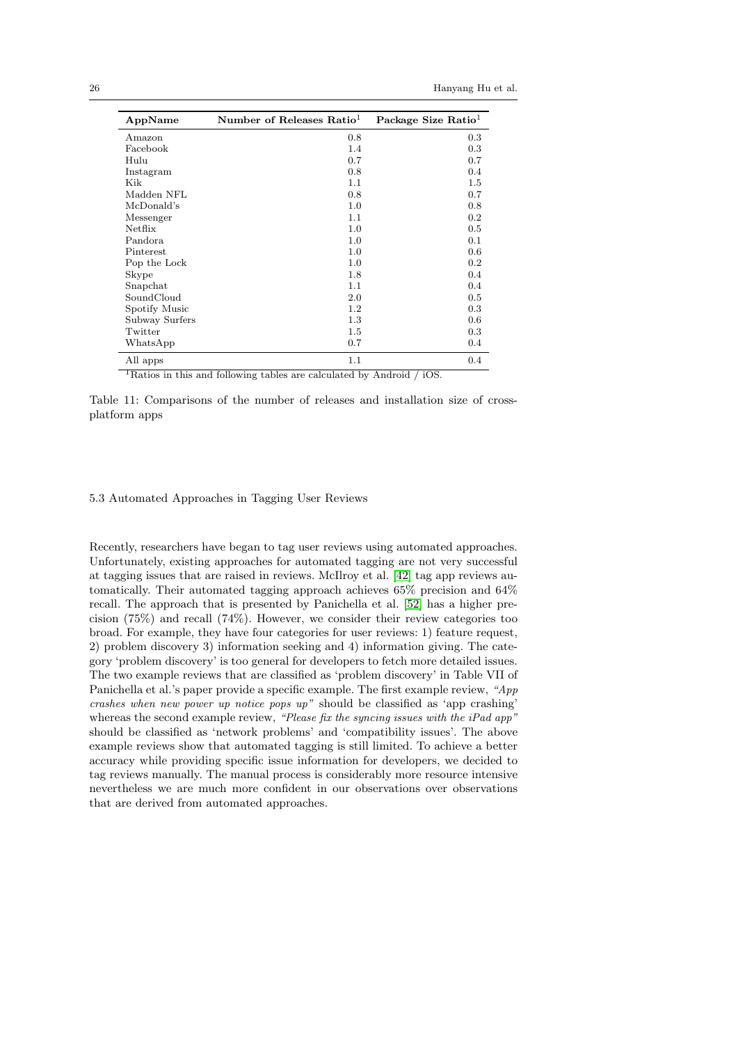| AppName | Number of Releases Ratio[1] | Package Size Ratio[1] |
|---|---|---|
| Amazon | 0.8 | 0.3 |
| Facebook | 1.4 | 0.3 |
| Hulu | 0.7 | 0.7 |
| Instagram | 0.8 | 0.4 |
| Kik | 1.1 | 1.5 |
| Madden NFL | 0.8 | 0.7 |
| McDonald's | 1.0 | 0.8 |
| Messenger | 1.1 | 0.2 |
| Netflix | 1.0 | 0.5 |
| Pandora | 1.0 | 0.1 |
| Pinterest | 1.0 | 0.6 |
| Pop the Lock | 1.0 | 0.2 |
| Skype | 1.8 | 0.4 |
| Snapchat | 1.1 | 0.4 |
| SoundCloud | 2.0 | 0.5 |
| Spotify Music | 1.2 | 0.3 |
| Subway Surfers | 1.3 | 0.6 |
| Twitter | 1.5 | 0.3 |
| WhatsApp | 0.7 | 0.4 |
| All apps | 1.1 | 0.4 |

[1]Ratios in this and following tables are calculated by Android / iOS.

Table 11: Comparisons of the number of releases and installation size of cross-platform apps

### 5.3 Automated Approaches in Tagging User Reviews

Recently, researchers have began to tag user reviews using automated approaches. Unfortunately, existing approaches for automated tagging are not very successful at tagging issues that are raised in reviews. McIlroy et al. [42] tag app reviews automatically. Their automated tagging approach achieves 65% precision and 64% recall. The approach that is presented by Panichella et al. [52] has a higher precision (75%) and recall (74%). However, we consider their review categories too broad. For example, they have four categories for user reviews: 1) feature request, 2) problem discovery 3) information seeking and 4) information giving. The category 'problem discovery' is too general for developers to fetch more detailed issues. The two example reviews that are classified as 'problem discovery' in Table VII of Panichella et al.'s paper provide a specific example. The first example review, *"App crashes when new power up notice pops up"* should be classified as 'app crashing' whereas the second example review, *"Please fix the syncing issues with the iPad app"* should be classified as 'network problems' and 'compatibility issues'. The above example reviews show that automated tagging is still limited. To achieve a better accuracy while providing specific issue information for developers, we decided to tag reviews manually. The manual process is considerably more resource intensive nevertheless we are much more confident in our observations over observations that are derived from automated approaches.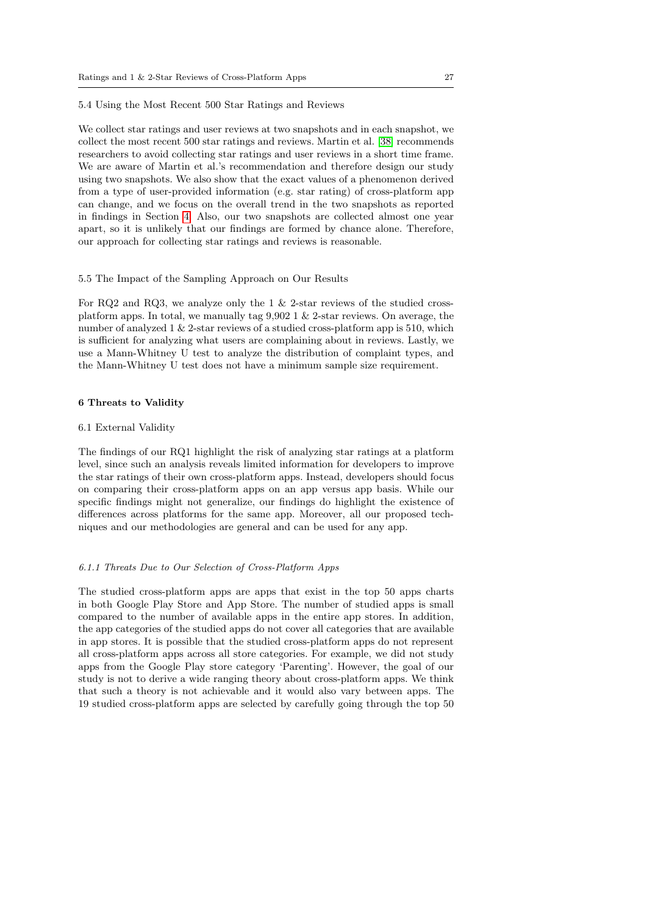### 5.4 Using the Most Recent 500 Star Ratings and Reviews

We collect star ratings and user reviews at two snapshots and in each snapshot, we collect the most recent 500 star ratings and reviews. Martin et al. [38] recommends researchers to avoid collecting star ratings and user reviews in a short time frame. We are aware of Martin et al.'s recommendation and therefore design our study using two snapshots. We also show that the exact values of a phenomenon derived from a type of user-provided information (e.g. star rating) of cross-platform app can change, and we focus on the overall trend in the two snapshots as reported in findings in Section 4. Also, our two snapshots are collected almost one year apart, so it is unlikely that our findings are formed by chance alone. Therefore, our approach for collecting star ratings and reviews is reasonable.

### 5.5 The Impact of the Sampling Approach on Our Results

For RQ2 and RQ3, we analyze only the 1 & 2-star reviews of the studied cross-platform apps. In total, we manually tag 9,902 1 & 2-star reviews. On average, the number of analyzed 1 & 2-star reviews of a studied cross-platform app is 510, which is sufficient for analyzing what users are complaining about in reviews. Lastly, we use a Mann-Whitney U test to analyze the distribution of complaint types, and the Mann-Whitney U test does not have a minimum sample size requirement.

## 6 Threats to Validity

### 6.1 External Validity

The findings of our RQ1 highlight the risk of analyzing star ratings at a platform level, since such an analysis reveals limited information for developers to improve the star ratings of their own cross-platform apps. Instead, developers should focus on comparing their cross-platform apps on an app versus app basis. While our specific findings might not generalize, our findings do highlight the existence of differences across platforms for the same app. Moreover, all our proposed techniques and our methodologies are general and can be used for any app.

#### *6.1.1 Threats Due to Our Selection of Cross-Platform Apps*

The studied cross-platform apps are apps that exist in the top 50 apps charts in both Google Play Store and App Store. The number of studied apps is small compared to the number of available apps in the entire app stores. In addition, the app categories of the studied apps do not cover all categories that are available in app stores. It is possible that the studied cross-platform apps do not represent all cross-platform apps across all store categories. For example, we did not study apps from the Google Play store category 'Parenting'. However, the goal of our study is not to derive a wide ranging theory about cross-platform apps. We think that such a theory is not achievable and it would also vary between apps. The 19 studied cross-platform apps are selected by carefully going through the top 50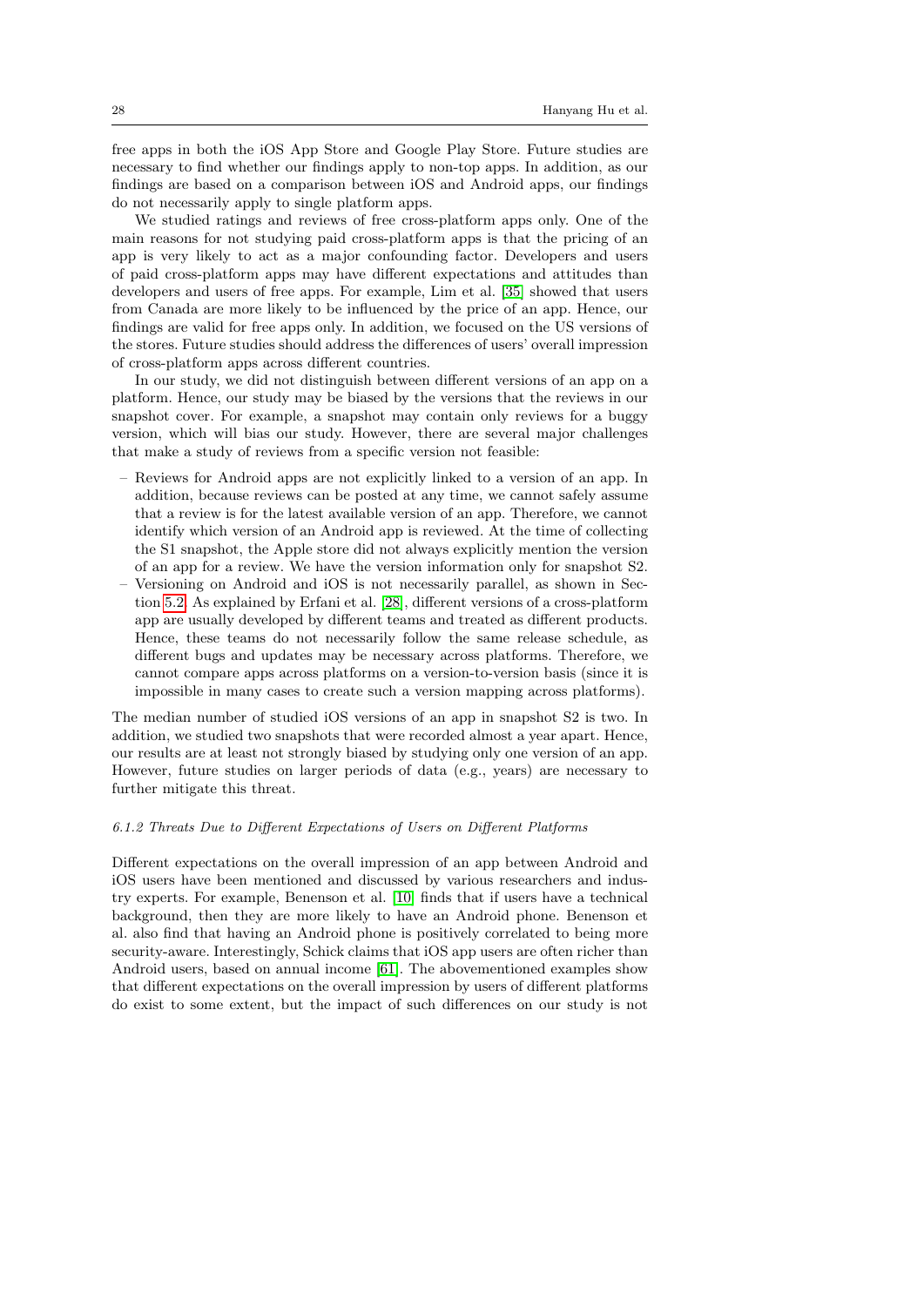free apps in both the iOS App Store and Google Play Store. Future studies are necessary to find whether our findings apply to non-top apps. In addition, as our findings are based on a comparison between iOS and Android apps, our findings do not necessarily apply to single platform apps.

We studied ratings and reviews of free cross-platform apps only. One of the main reasons for not studying paid cross-platform apps is that the pricing of an app is very likely to act as a major confounding factor. Developers and users of paid cross-platform apps may have different expectations and attitudes than developers and users of free apps. For example, Lim et al. [35] showed that users from Canada are more likely to be influenced by the price of an app. Hence, our findings are valid for free apps only. In addition, we focused on the US versions of the stores. Future studies should address the differences of users' overall impression of cross-platform apps across different countries.

In our study, we did not distinguish between different versions of an app on a platform. Hence, our study may be biased by the versions that the reviews in our snapshot cover. For example, a snapshot may contain only reviews for a buggy version, which will bias our study. However, there are several major challenges that make a study of reviews from a specific version not feasible:

- Reviews for Android apps are not explicitly linked to a version of an app. In addition, because reviews can be posted at any time, we cannot safely assume that a review is for the latest available version of an app. Therefore, we cannot identify which version of an Android app is reviewed. At the time of collecting the S1 snapshot, the Apple store did not always explicitly mention the version of an app for a review. We have the version information only for snapshot S2.
- Versioning on Android and iOS is not necessarily parallel, as shown in Section 5.2. As explained by Erfani et al. [28], different versions of a cross-platform app are usually developed by different teams and treated as different products. Hence, these teams do not necessarily follow the same release schedule, as different bugs and updates may be necessary across platforms. Therefore, we cannot compare apps across platforms on a version-to-version basis (since it is impossible in many cases to create such a version mapping across platforms).

The median number of studied iOS versions of an app in snapshot S2 is two. In addition, we studied two snapshots that were recorded almost a year apart. Hence, our results are at least not strongly biased by studying only one version of an app. However, future studies on larger periods of data (e.g., years) are necessary to further mitigate this threat.

#### 6.1.2 Threats Due to Different Expectations of Users on Different Platforms

Different expectations on the overall impression of an app between Android and iOS users have been mentioned and discussed by various researchers and industry experts. For example, Benenson et al. [10] finds that if users have a technical background, then they are more likely to have an Android phone. Benenson et al. also find that having an Android phone is positively correlated to being more security-aware. Interestingly, Schick claims that iOS app users are often richer than Android users, based on annual income [61]. The abovementioned examples show that different expectations on the overall impression by users of different platforms do exist to some extent, but the impact of such differences on our study is not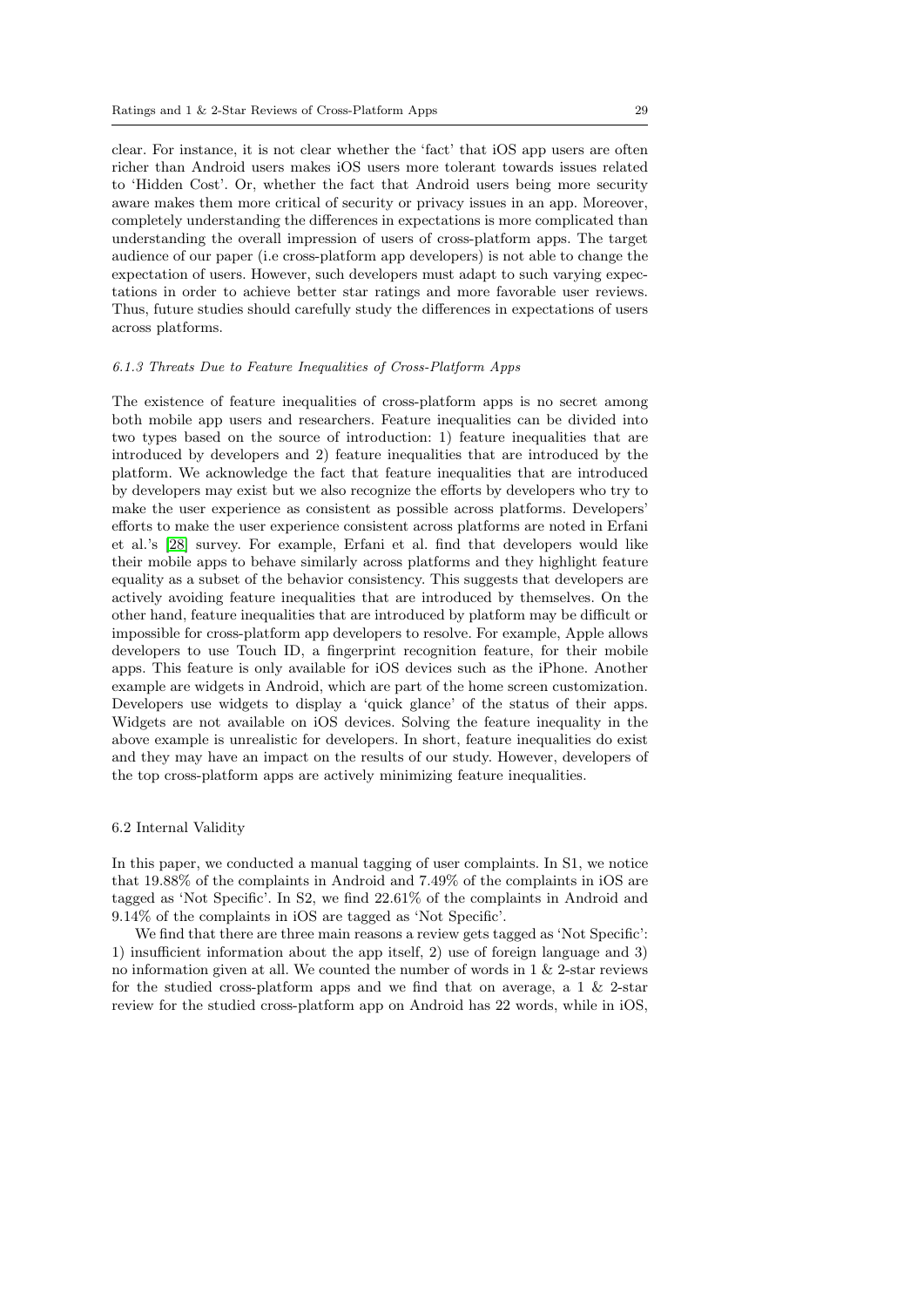clear. For instance, it is not clear whether the 'fact' that iOS app users are often richer than Android users makes iOS users more tolerant towards issues related to 'Hidden Cost'. Or, whether the fact that Android users being more security aware makes them more critical of security or privacy issues in an app. Moreover, completely understanding the differences in expectations is more complicated than understanding the overall impression of users of cross-platform apps. The target audience of our paper (i.e cross-platform app developers) is not able to change the expectation of users. However, such developers must adapt to such varying expectations in order to achieve better star ratings and more favorable user reviews. Thus, future studies should carefully study the differences in expectations of users across platforms.

#### *6.1.3 Threats Due to Feature Inequalities of Cross-Platform Apps*

The existence of feature inequalities of cross-platform apps is no secret among both mobile app users and researchers. Feature inequalities can be divided into two types based on the source of introduction: 1) feature inequalities that are introduced by developers and 2) feature inequalities that are introduced by the platform. We acknowledge the fact that feature inequalities that are introduced by developers may exist but we also recognize the efforts by developers who try to make the user experience as consistent as possible across platforms. Developers' efforts to make the user experience consistent across platforms are noted in Erfani et al.'s [28] survey. For example, Erfani et al. find that developers would like their mobile apps to behave similarly across platforms and they highlight feature equality as a subset of the behavior consistency. This suggests that developers are actively avoiding feature inequalities that are introduced by themselves. On the other hand, feature inequalities that are introduced by platform may be difficult or impossible for cross-platform app developers to resolve. For example, Apple allows developers to use Touch ID, a fingerprint recognition feature, for their mobile apps. This feature is only available for iOS devices such as the iPhone. Another example are widgets in Android, which are part of the home screen customization. Developers use widgets to display a 'quick glance' of the status of their apps. Widgets are not available on iOS devices. Solving the feature inequality in the above example is unrealistic for developers. In short, feature inequalities do exist and they may have an impact on the results of our study. However, developers of the top cross-platform apps are actively minimizing feature inequalities.

### 6.2 Internal Validity

In this paper, we conducted a manual tagging of user complaints. In S1, we notice that 19.88% of the complaints in Android and 7.49% of the complaints in iOS are tagged as 'Not Specific'. In S2, we find 22.61% of the complaints in Android and 9.14% of the complaints in iOS are tagged as 'Not Specific'.

We find that there are three main reasons a review gets tagged as 'Not Specific': 1) insufficient information about the app itself, 2) use of foreign language and 3) no information given at all. We counted the number of words in 1 & 2-star reviews for the studied cross-platform apps and we find that on average, a 1 & 2-star review for the studied cross-platform app on Android has 22 words, while in iOS,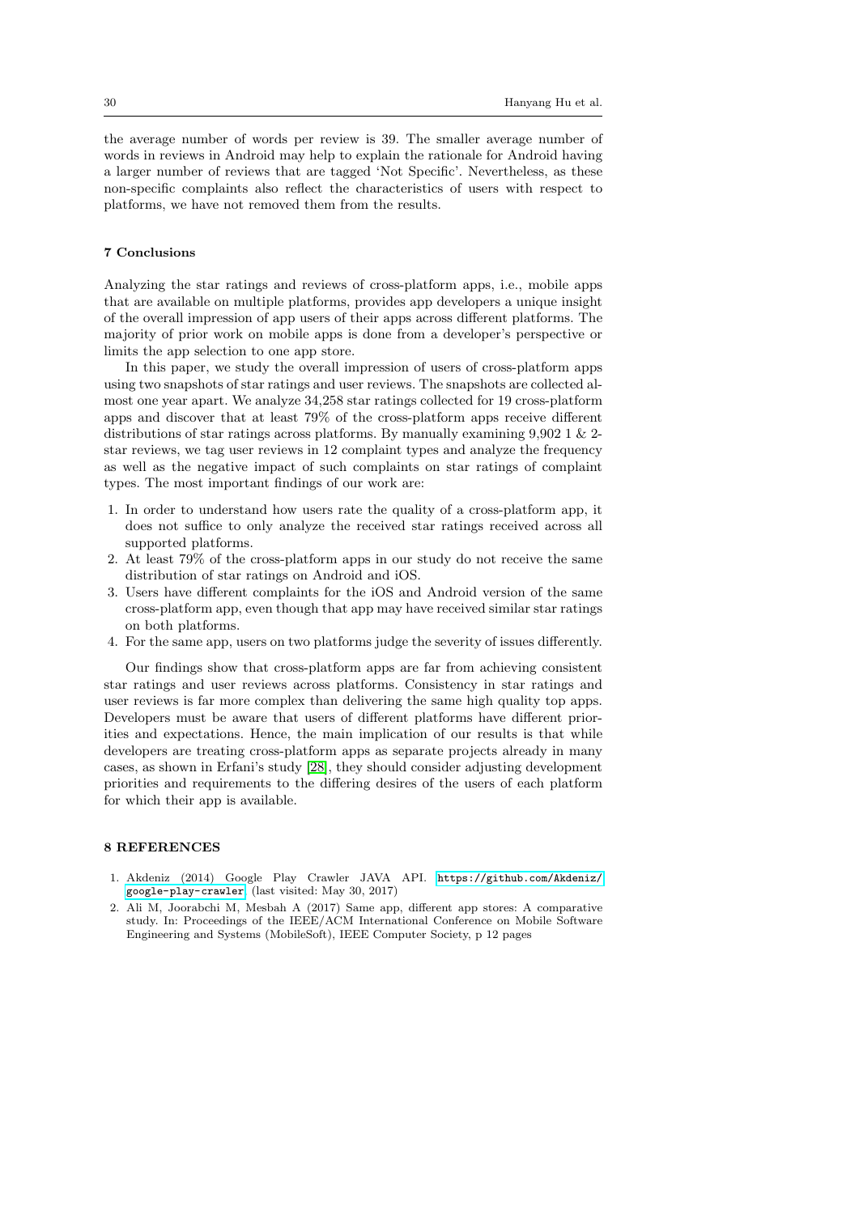the average number of words per review is 39. The smaller average number of words in reviews in Android may help to explain the rationale for Android having a larger number of reviews that are tagged 'Not Specific'. Nevertheless, as these non-specific complaints also reflect the characteristics of users with respect to platforms, we have not removed them from the results.

## 7 Conclusions

Analyzing the star ratings and reviews of cross-platform apps, i.e., mobile apps that are available on multiple platforms, provides app developers a unique insight of the overall impression of app users of their apps across different platforms. The majority of prior work on mobile apps is done from a developer's perspective or limits the app selection to one app store.

In this paper, we study the overall impression of users of cross-platform apps using two snapshots of star ratings and user reviews. The snapshots are collected almost one year apart. We analyze 34,258 star ratings collected for 19 cross-platform apps and discover that at least 79% of the cross-platform apps receive different distributions of star ratings across platforms. By manually examining 9,902 1 & 2-star reviews, we tag user reviews in 12 complaint types and analyze the frequency as well as the negative impact of such complaints on star ratings of complaint types. The most important findings of our work are:

1. In order to understand how users rate the quality of a cross-platform app, it does not suffice to only analyze the received star ratings received across all supported platforms.
2. At least 79% of the cross-platform apps in our study do not receive the same distribution of star ratings on Android and iOS.
3. Users have different complaints for the iOS and Android version of the same cross-platform app, even though that app may have received similar star ratings on both platforms.
4. For the same app, users on two platforms judge the severity of issues differently.

Our findings show that cross-platform apps are far from achieving consistent star ratings and user reviews across platforms. Consistency in star ratings and user reviews is far more complex than delivering the same high quality top apps. Developers must be aware that users of different platforms have different priorities and expectations. Hence, the main implication of our results is that while developers are treating cross-platform apps as separate projects already in many cases, as shown in Erfani's study [28], they should consider adjusting development priorities and requirements to the differing desires of the users of each platform for which their app is available.

## 8 REFERENCES

1. Akdeniz (2014) Google Play Crawler JAVA API. https://github.com/Akdeniz/google-play-crawler (last visited: May 30, 2017)
2. Ali M, Joorabchi M, Mesbah A (2017) Same app, different app stores: A comparative study. In: Proceedings of the IEEE/ACM International Conference on Mobile Software Engineering and Systems (MobileSoft), IEEE Computer Society, p 12 pages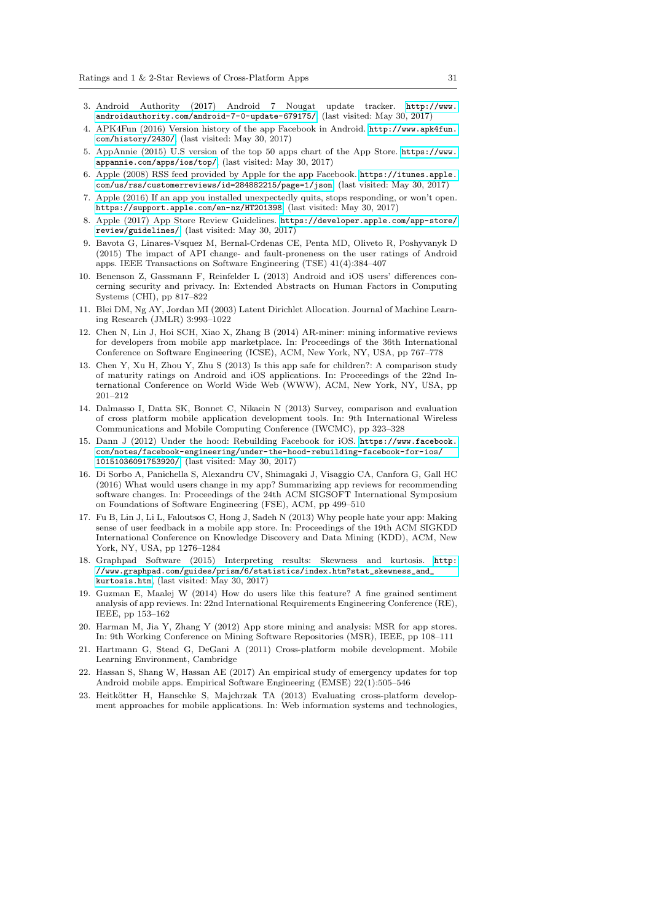3. Android Authority (2017) Android 7 Nougat update tracker. http://www.androidauthority.com/android-7-0-update-679175/ (last visited: May 30, 2017)
4. APK4Fun (2016) Version history of the app Facebook in Android. http://www.apk4fun.com/history/2430/ (last visited: May 30, 2017)
5. AppAnnie (2015) U.S version of the top 50 apps chart of the App Store. https://www.appannie.com/apps/ios/top/ (last visited: May 30, 2017)
6. Apple (2008) RSS feed provided by Apple for the app Facebook. https://itunes.apple.com/us/rss/customerreviews/id=284882215/page=1/json (last visited: May 30, 2017)
7. Apple (2016) If an app you installed unexpectedly quits, stops responding, or won't open. https://support.apple.com/en-nz/HT201398 (last visited: May 30, 2017)
8. Apple (2017) App Store Review Guidelines. https://developer.apple.com/app-store/review/guidelines/ (last visited: May 30, 2017)
9. Bavota G, Linares-Vsquez M, Bernal-Crdenas CE, Penta MD, Oliveto R, Poshyvanyk D (2015) The impact of API change- and fault-proneness on the user ratings of Android apps. IEEE Transactions on Software Engineering (TSE) 41(4):384–407
10. Benenson Z, Gassmann F, Reinfelder L (2013) Android and iOS users' differences concerning security and privacy. In: Extended Abstracts on Human Factors in Computing Systems (CHI), pp 817–822
11. Blei DM, Ng AY, Jordan MI (2003) Latent Dirichlet Allocation. Journal of Machine Learning Research (JMLR) 3:993–1022
12. Chen N, Lin J, Hoi SCH, Xiao X, Zhang B (2014) AR-miner: mining informative reviews for developers from mobile app marketplace. In: Proceedings of the 36th International Conference on Software Engineering (ICSE), ACM, New York, NY, USA, pp 767–778
13. Chen Y, Xu H, Zhou Y, Zhu S (2013) Is this app safe for children?: A comparison study of maturity ratings on Android and iOS applications. In: Proceedings of the 22nd International Conference on World Wide Web (WWW), ACM, New York, NY, USA, pp 201–212
14. Dalmasso I, Datta SK, Bonnet C, Nikaein N (2013) Survey, comparison and evaluation of cross platform mobile application development tools. In: 9th International Wireless Communications and Mobile Computing Conference (IWCMC), pp 323–328
15. Dann J (2012) Under the hood: Rebuilding Facebook for iOS. https://www.facebook.com/notes/facebook-engineering/under-the-hood-rebuilding-facebook-for-ios/10151036091753920/ (last visited: May 30, 2017)
16. Di Sorbo A, Panichella S, Alexandru CV, Shimagaki J, Visaggio CA, Canfora G, Gall HC (2016) What would users change in my app? Summarizing app reviews for recommending software changes. In: Proceedings of the 24th ACM SIGSOFT International Symposium on Foundations of Software Engineering (FSE), ACM, pp 499–510
17. Fu B, Lin J, Li L, Faloutsos C, Hong J, Sadeh N (2013) Why people hate your app: Making sense of user feedback in a mobile app store. In: Proceedings of the 19th ACM SIGKDD International Conference on Knowledge Discovery and Data Mining (KDD), ACM, New York, NY, USA, pp 1276–1284
18. Graphpad Software (2015) Interpreting results: Skewness and kurtosis. http://www.graphpad.com/guides/prism/6/statistics/index.htm?stat_skewness_and_kurtosis.htm (last visited: May 30, 2017)
19. Guzman E, Maalej W (2014) How do users like this feature? A fine grained sentiment analysis of app reviews. In: 22nd International Requirements Engineering Conference (RE), IEEE, pp 153–162
20. Harman M, Jia Y, Zhang Y (2012) App store mining and analysis: MSR for app stores. In: 9th Working Conference on Mining Software Repositories (MSR), IEEE, pp 108–111
21. Hartmann G, Stead G, DeGani A (2011) Cross-platform mobile development. Mobile Learning Environment, Cambridge
22. Hassan S, Shang W, Hassan AE (2017) An empirical study of emergency updates for top Android mobile apps. Empirical Software Engineering (EMSE) 22(1):505–546
23. Heitkötter H, Hanschke S, Majchrzak TA (2013) Evaluating cross-platform development approaches for mobile applications. In: Web information systems and technologies,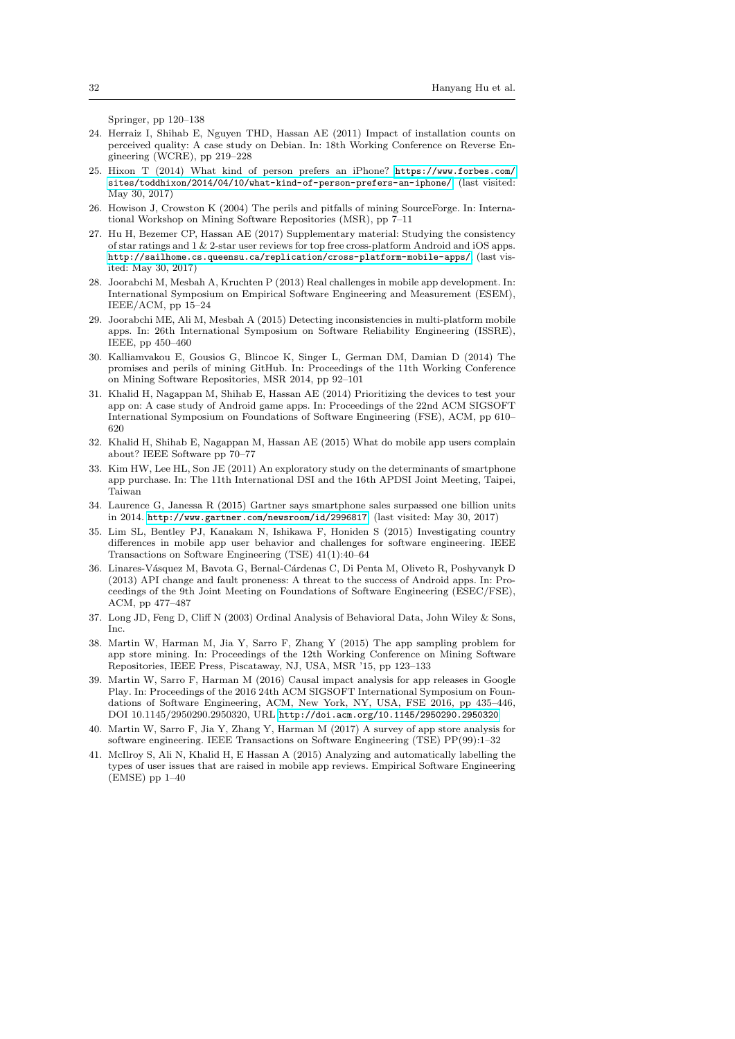Springer, pp 120–138

24. Herraiz I, Shihab E, Nguyen THD, Hassan AE (2011) Impact of installation counts on perceived quality: A case study on Debian. In: 18th Working Conference on Reverse Engineering (WCRE), pp 219–228
25. Hixon T (2014) What kind of person prefers an iPhone? https://www.forbes.com/sites/toddhixon/2014/04/10/what-kind-of-person-prefers-an-iphone/ (last visited: May 30, 2017)
26. Howison J, Crowston K (2004) The perils and pitfalls of mining SourceForge. In: International Workshop on Mining Software Repositories (MSR), pp 7–11
27. Hu H, Bezemer CP, Hassan AE (2017) Supplementary material: Studying the consistency of star ratings and 1 & 2-star user reviews for top free cross-platform Android and iOS apps. http://sailhome.cs.queensu.ca/replication/cross-platform-mobile-apps/ (last visited: May 30, 2017)
28. Joorabchi M, Mesbah A, Kruchten P (2013) Real challenges in mobile app development. In: International Symposium on Empirical Software Engineering and Measurement (ESEM), IEEE/ACM, pp 15–24
29. Joorabchi ME, Ali M, Mesbah A (2015) Detecting inconsistencies in multi-platform mobile apps. In: 26th International Symposium on Software Reliability Engineering (ISSRE), IEEE, pp 450–460
30. Kalliamvakou E, Gousios G, Blincoe K, Singer L, German DM, Damian D (2014) The promises and perils of mining GitHub. In: Proceedings of the 11th Working Conference on Mining Software Repositories, MSR 2014, pp 92–101
31. Khalid H, Nagappan M, Shihab E, Hassan AE (2014) Prioritizing the devices to test your app on: A case study of Android game apps. In: Proceedings of the 22nd ACM SIGSOFT International Symposium on Foundations of Software Engineering (FSE), ACM, pp 610–620
32. Khalid H, Shihab E, Nagappan M, Hassan AE (2015) What do mobile app users complain about? IEEE Software pp 70–77
33. Kim HW, Lee HL, Son JE (2011) An exploratory study on the determinants of smartphone app purchase. In: The 11th International DSI and the 16th APDSI Joint Meeting, Taipei, Taiwan
34. Laurence G, Janessa R (2015) Gartner says smartphone sales surpassed one billion units in 2014. http://www.gartner.com/newsroom/id/2996817 (last visited: May 30, 2017)
35. Lim SL, Bentley PJ, Kanakam N, Ishikawa F, Honiden S (2015) Investigating country differences in mobile app user behavior and challenges for software engineering. IEEE Transactions on Software Engineering (TSE) 41(1):40–64
36. Linares-Vásquez M, Bavota G, Bernal-Cárdenas C, Di Penta M, Oliveto R, Poshyvanyk D (2013) API change and fault proneness: A threat to the success of Android apps. In: Proceedings of the 9th Joint Meeting on Foundations of Software Engineering (ESEC/FSE), ACM, pp 477–487
37. Long JD, Feng D, Cliff N (2003) Ordinal Analysis of Behavioral Data, John Wiley & Sons, Inc.
38. Martin W, Harman M, Jia Y, Sarro F, Zhang Y (2015) The app sampling problem for app store mining. In: Proceedings of the 12th Working Conference on Mining Software Repositories, IEEE Press, Piscataway, NJ, USA, MSR '15, pp 123–133
39. Martin W, Sarro F, Harman M (2016) Causal impact analysis for app releases in Google Play. In: Proceedings of the 2016 24th ACM SIGSOFT International Symposium on Foundations of Software Engineering, ACM, New York, NY, USA, FSE 2016, pp 435–446, DOI 10.1145/2950290.2950320, URL http://doi.acm.org/10.1145/2950290.2950320
40. Martin W, Sarro F, Jia Y, Zhang Y, Harman M (2017) A survey of app store analysis for software engineering. IEEE Transactions on Software Engineering (TSE) PP(99):1–32
41. McIlroy S, Ali N, Khalid H, E Hassan A (2015) Analyzing and automatically labelling the types of user issues that are raised in mobile app reviews. Empirical Software Engineering (EMSE) pp 1–40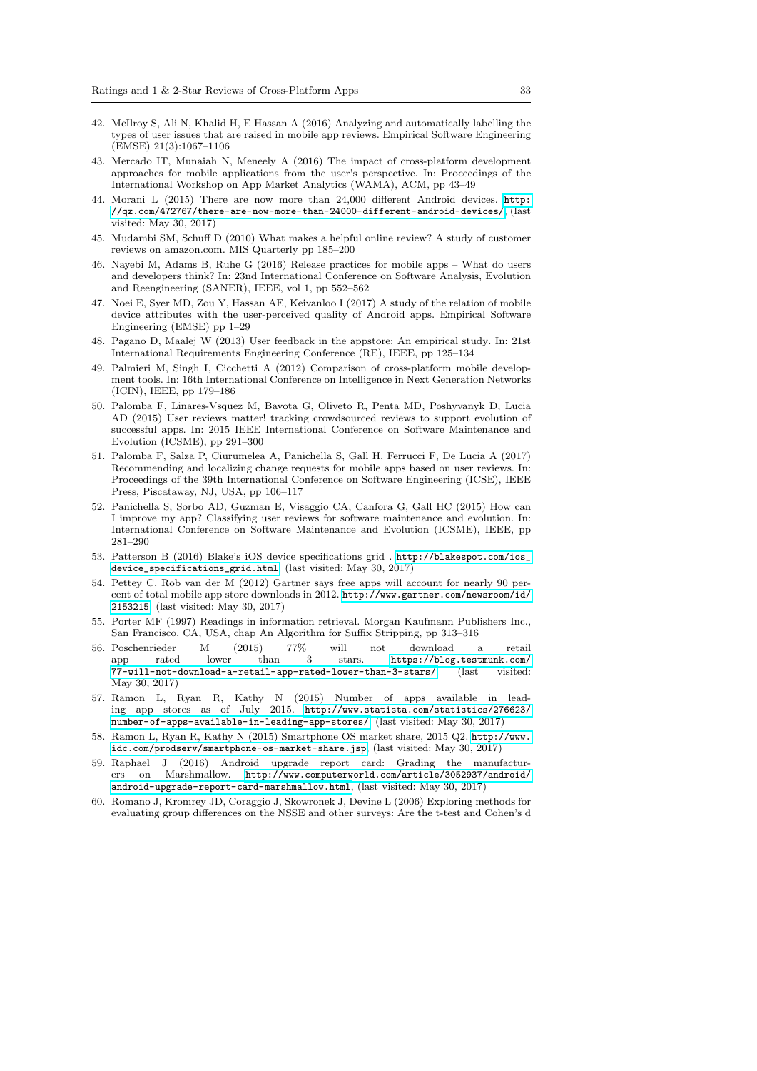42. McIlroy S, Ali N, Khalid H, E Hassan A (2016) Analyzing and automatically labelling the types of user issues that are raised in mobile app reviews. Empirical Software Engineering (EMSE) 21(3):1067–1106
43. Mercado IT, Munaiah N, Meneely A (2016) The impact of cross-platform development approaches for mobile applications from the user's perspective. In: Proceedings of the International Workshop on App Market Analytics (WAMA), ACM, pp 43–49
44. Morani L (2015) There are now more than 24,000 different Android devices. http://qz.com/472767/there-are-now-more-than-24000-different-android-devices/ (last visited: May 30, 2017)
45. Mudambi SM, Schuff D (2010) What makes a helpful online review? A study of customer reviews on amazon.com. MIS Quarterly pp 185–200
46. Nayebi M, Adams B, Ruhe G (2016) Release practices for mobile apps – What do users and developers think? In: 23nd International Conference on Software Analysis, Evolution and Reengineering (SANER), IEEE, vol 1, pp 552–562
47. Noei E, Syer MD, Zou Y, Hassan AE, Keivanloo I (2017) A study of the relation of mobile device attributes with the user-perceived quality of Android apps. Empirical Software Engineering (EMSE) pp 1–29
48. Pagano D, Maalej W (2013) User feedback in the appstore: An empirical study. In: 21st International Requirements Engineering Conference (RE), IEEE, pp 125–134
49. Palmieri M, Singh I, Cicchetti A (2012) Comparison of cross-platform mobile development tools. In: 16th International Conference on Intelligence in Next Generation Networks (ICIN), IEEE, pp 179–186
50. Palomba F, Linares-Vsquez M, Bavota G, Oliveto R, Penta MD, Poshyvanyk D, Lucia AD (2015) User reviews matter! tracking crowdsourced reviews to support evolution of successful apps. In: 2015 IEEE International Conference on Software Maintenance and Evolution (ICSME), pp 291–300
51. Palomba F, Salza P, Ciurumelea A, Panichella S, Gall H, Ferrucci F, De Lucia A (2017) Recommending and localizing change requests for mobile apps based on user reviews. In: Proceedings of the 39th International Conference on Software Engineering (ICSE), IEEE Press, Piscataway, NJ, USA, pp 106–117
52. Panichella S, Sorbo AD, Guzman E, Visaggio CA, Canfora G, Gall HC (2015) How can I improve my app? Classifying user reviews for software maintenance and evolution. In: International Conference on Software Maintenance and Evolution (ICSME), IEEE, pp 281–290
53. Patterson B (2016) Blake's iOS device specifications grid . http://blakespot.com/ios_device_specifications_grid.html (last visited: May 30, 2017)
54. Pettey C, Rob van der M (2012) Gartner says free apps will account for nearly 90 percent of total mobile app store downloads in 2012. http://www.gartner.com/newsroom/id/2153215 (last visited: May 30, 2017)
55. Porter MF (1997) Readings in information retrieval. Morgan Kaufmann Publishers Inc., San Francisco, CA, USA, chap An Algorithm for Suffix Stripping, pp 313–316
56. Poschenrieder M (2015) 77% will not download a retail app rated lower than 3 stars. https://blog.testmunk.com/77-will-not-download-a-retail-app-rated-lower-than-3-stars/ (last visited: May 30, 2017)
57. Ramon L, Ryan R, Kathy N (2015) Number of apps available in leading app stores as of July 2015. http://www.statista.com/statistics/276623/number-of-apps-available-in-leading-app-stores/ (last visited: May 30, 2017)
58. Ramon L, Ryan R, Kathy N (2015) Smartphone OS market share, 2015 Q2. http://www.idc.com/prodserv/smartphone-os-market-share.jsp (last visited: May 30, 2017)
59. Raphael J (2016) Android upgrade report card: Grading the manufacturers on Marshmallow. http://www.computerworld.com/article/3052937/android/android-upgrade-report-card-marshmallow.html (last visited: May 30, 2017)
60. Romano J, Kromrey JD, Coraggio J, Skowronek J, Devine L (2006) Exploring methods for evaluating group differences on the NSSE and other surveys: Are the t-test and Cohen's d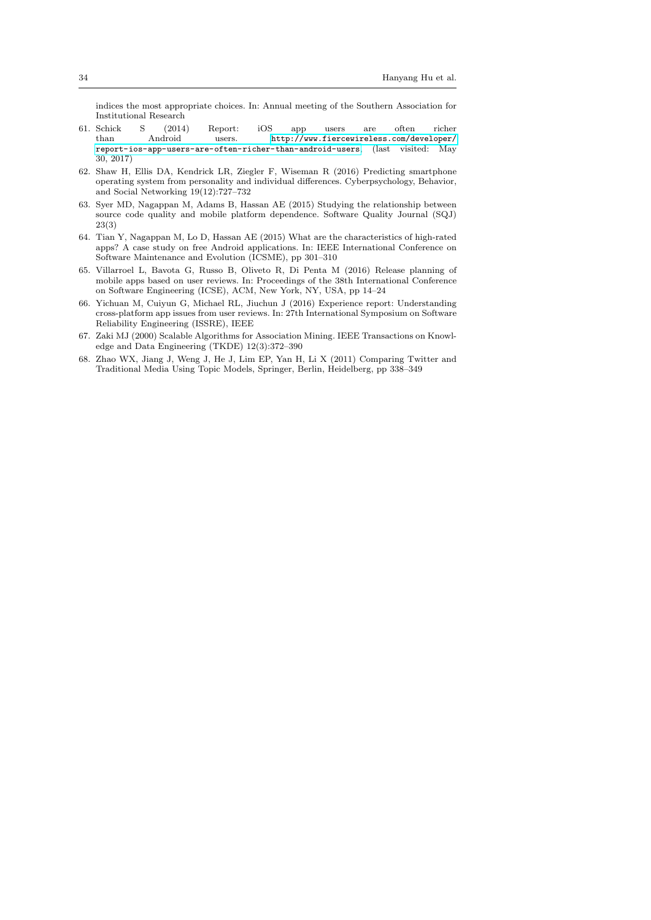indices the most appropriate choices. In: Annual meeting of the Southern Association for Institutional Research

61. Schick S (2014) Report: iOS app users are often richer than Android users. http://www.fiercewireless.com/developer/report-ios-app-users-are-often-richer-than-android-users, (last visited: May 30, 2017)
62. Shaw H, Ellis DA, Kendrick LR, Ziegler F, Wiseman R (2016) Predicting smartphone operating system from personality and individual differences. Cyberpsychology, Behavior, and Social Networking 19(12):727–732
63. Syer MD, Nagappan M, Adams B, Hassan AE (2015) Studying the relationship between source code quality and mobile platform dependence. Software Quality Journal (SQJ) 23(3)
64. Tian Y, Nagappan M, Lo D, Hassan AE (2015) What are the characteristics of high-rated apps? A case study on free Android applications. In: IEEE International Conference on Software Maintenance and Evolution (ICSME), pp 301–310
65. Villarroel L, Bavota G, Russo B, Oliveto R, Di Penta M (2016) Release planning of mobile apps based on user reviews. In: Proceedings of the 38th International Conference on Software Engineering (ICSE), ACM, New York, NY, USA, pp 14–24
66. Yichuan M, Cuiyun G, Michael RL, Jiuchun J (2016) Experience report: Understanding cross-platform app issues from user reviews. In: 27th International Symposium on Software Reliability Engineering (ISSRE), IEEE
67. Zaki MJ (2000) Scalable Algorithms for Association Mining. IEEE Transactions on Knowledge and Data Engineering (TKDE) 12(3):372–390
68. Zhao WX, Jiang J, Weng J, He J, Lim EP, Yan H, Li X (2011) Comparing Twitter and Traditional Media Using Topic Models, Springer, Berlin, Heidelberg, pp 338–349